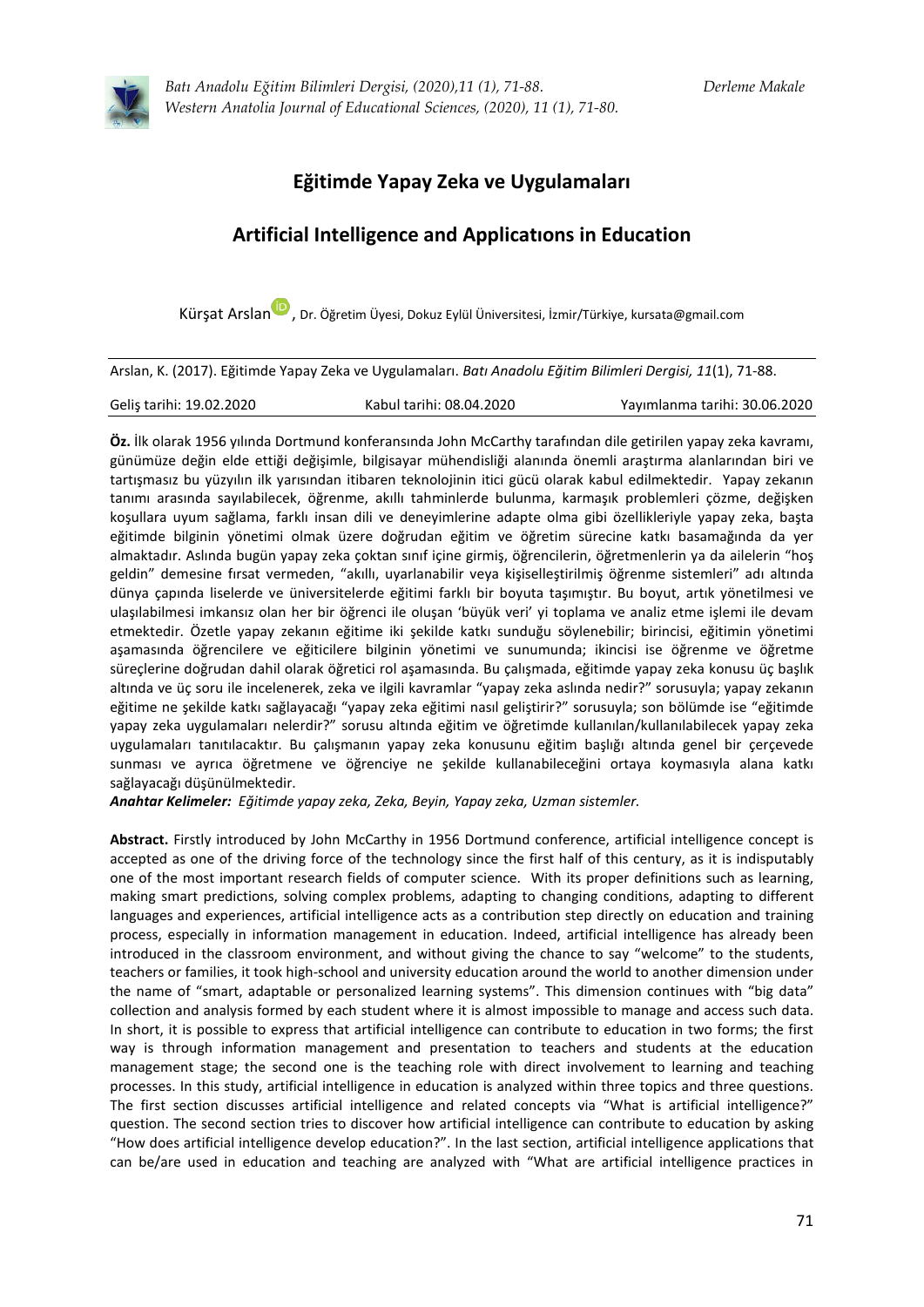# Eğitimde Yapay Zeka ve Uygulamaları

## Artificial Intelligence and Applicatıons in Education

Kürşat Arslan, Dr. Öğretim Üyesi, Dokuz Eylül Üniversitesi, İzmir/Türkiye, kursata@gmail.com

Arslan, K. (2017). Eğitimde Yapay Zeka ve Uygulamaları. *Batı Anadolu Eğitim Bilimleri Dergisi, 11*(1), 71-88.

Geliş tarihi: 19.02.2020 Kabul tarihi: 08.04.2020 Yayımlanma tarihi: 30.06.2020

**Öz.** İlk olarak 1956 yılında Dortmund konferansında John McCarthy tarafından dile getirilen yapay zeka kavramı, günümüze değin elde ettiği değişimle, bilgisayar mühendisliği alanında önemli araştırma alanlarından biri ve tartışmasız bu yüzyılın ilk yarısından itibaren teknolojinin itici gücü olarak kabul edilmektedir. Yapay zekanın tanımı arasında sayılabilecek, öğrenme, akıllı tahminlerde bulunma, karmaşık problemleri çözme, değişken koşullara uyum sağlama, farklı insan dili ve deneyimlerine adapte olma gibi özellikleriyle yapay zeka, başta eğitimde bilginin yönetimi olmak üzere doğrudan eğitim ve öğretim sürecine katkı basamağında da yer almaktadır. Aslında bugün yapay zeka çoktan sınıf içine girmiş, öğrencilerin, öğretmenlerin ya da ailelerin "hoş geldin" demesine fırsat vermeden, "akıllı, uyarlanabilir veya kişiselleştirilmiş öğrenme sistemleri" adı altında dünya çapında liselerde ve üniversitelerde eğitimi farklı bir boyuta taşımıştır. Bu boyut, artık yönetilmesi ve ulaşılabilmesi imkansız olan her bir öğrenci ile oluşan 'büyük veri' yi toplama ve analiz etme işlemi ile devam etmektedir. Özetle yapay zekanın eğitime iki şekilde katkı sunduğu söylenebilir; birincisi, eğitimin yönetimi aşamasında öğrencilere ve eğiticilere bilginin yönetimi ve sunumunda; ikincisi ise öğrenme ve öğretme süreçlerine doğrudan dahil olarak öğretici rol aşamasında. Bu çalışmada, eğitimde yapay zeka konusu üç başlık altında ve üç soru ile incelenerek, zeka ve ilgili kavramlar "yapay zeka aslında nedir?" sorusuyla; yapay zekanın eğitime ne şekilde katkı sağlayacağı "yapay zeka eğitimi nasıl geliştirir?" sorusuyla; son bölümde ise "eğitimde yapay zeka uygulamaları nelerdir?" sorusu altında eğitim ve öğretimde kullanılan/kullanılabilecek yapay zeka uygulamaları tanıtılacaktır. Bu çalışmanın yapay zeka konusunu eğitim başlığı altında genel bir çerçevede sunması ve ayrıca öğretmene ve öğrenciye ne şekilde kullanabileceğini ortaya koymasıyla alana katkı sağlayacağı düşünülmektedir.

***Anahtar Kelimeler:*** *Eğitimde yapay zeka, Zeka, Beyin, Yapay zeka, Uzman sistemler.*

**Abstract.** Firstly introduced by John McCarthy in 1956 Dortmund conference, artificial intelligence concept is accepted as one of the driving force of the technology since the first half of this century, as it is indisputably one of the most important research fields of computer science. With its proper definitions such as learning, making smart predictions, solving complex problems, adapting to changing conditions, adapting to different languages and experiences, artificial intelligence acts as a contribution step directly on education and training process, especially in information management in education. Indeed, artificial intelligence has already been introduced in the classroom environment, and without giving the chance to say "welcome" to the students, teachers or families, it took high-school and university education around the world to another dimension under the name of "smart, adaptable or personalized learning systems". This dimension continues with "big data" collection and analysis formed by each student where it is almost impossible to manage and access such data. In short, it is possible to express that artificial intelligence can contribute to education in two forms; the first way is through information management and presentation to teachers and students at the education management stage; the second one is the teaching role with direct involvement to learning and teaching processes. In this study, artificial intelligence in education is analyzed within three topics and three questions. The first section discusses artificial intelligence and related concepts via "What is artificial intelligence?" question. The second section tries to discover how artificial intelligence can contribute to education by asking "How does artificial intelligence develop education?". In the last section, artificial intelligence applications that can be/are used in education and teaching are analyzed with "What are artificial intelligence practices in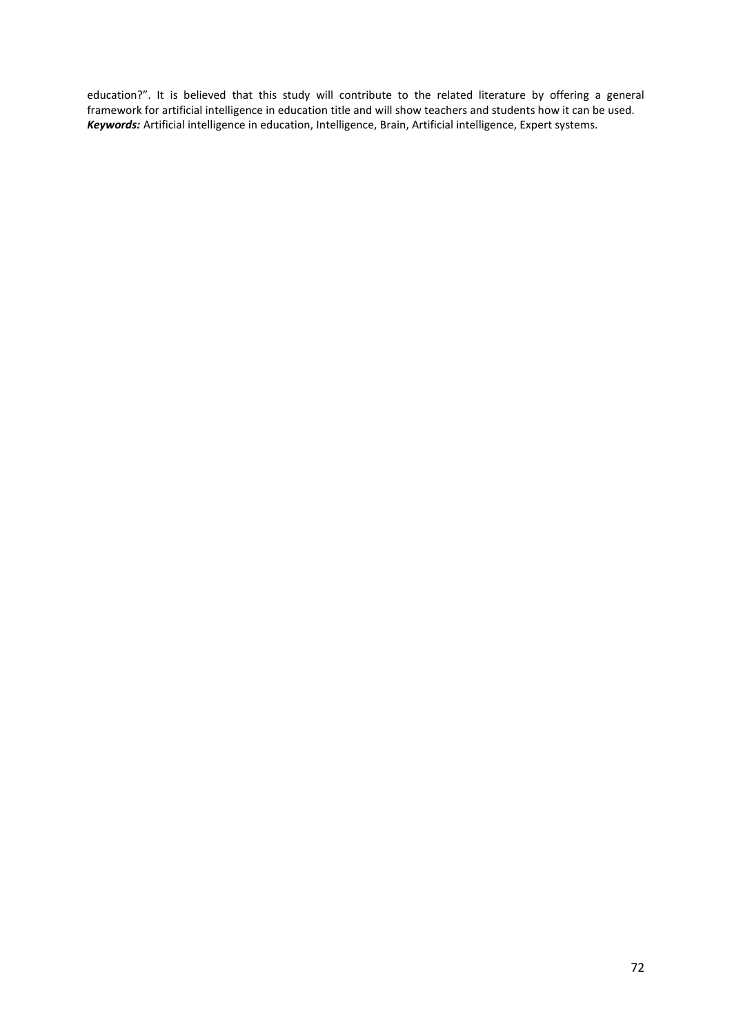education?". It is believed that this study will contribute to the related literature by offering a general framework for artificial intelligence in education title and will show teachers and students how it can be used.
***Keywords:*** Artificial intelligence in education, Intelligence, Brain, Artificial intelligence, Expert systems.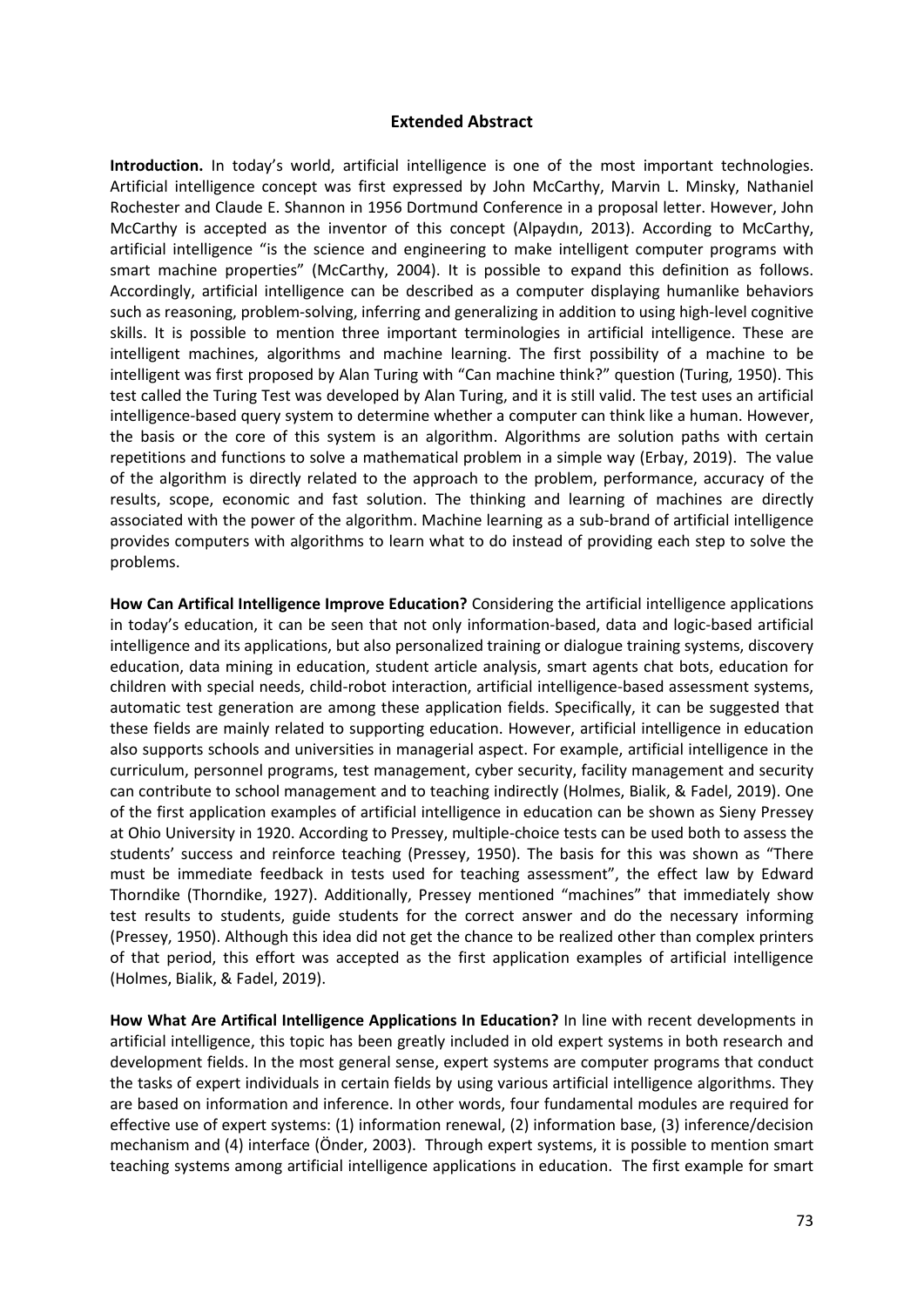## Extended Abstract

**Introduction.** In today's world, artificial intelligence is one of the most important technologies. Artificial intelligence concept was first expressed by John McCarthy, Marvin L. Minsky, Nathaniel Rochester and Claude E. Shannon in 1956 Dortmund Conference in a proposal letter. However, John McCarthy is accepted as the inventor of this concept (Alpaydın, 2013). According to McCarthy, artificial intelligence "is the science and engineering to make intelligent computer programs with smart machine properties" (McCarthy, 2004). It is possible to expand this definition as follows. Accordingly, artificial intelligence can be described as a computer displaying humanlike behaviors such as reasoning, problem-solving, inferring and generalizing in addition to using high-level cognitive skills. It is possible to mention three important terminologies in artificial intelligence. These are intelligent machines, algorithms and machine learning. The first possibility of a machine to be intelligent was first proposed by Alan Turing with "Can machine think?" question (Turing, 1950). This test called the Turing Test was developed by Alan Turing, and it is still valid. The test uses an artificial intelligence-based query system to determine whether a computer can think like a human. However, the basis or the core of this system is an algorithm. Algorithms are solution paths with certain repetitions and functions to solve a mathematical problem in a simple way (Erbay, 2019). The value of the algorithm is directly related to the approach to the problem, performance, accuracy of the results, scope, economic and fast solution. The thinking and learning of machines are directly associated with the power of the algorithm. Machine learning as a sub-brand of artificial intelligence provides computers with algorithms to learn what to do instead of providing each step to solve the problems.

**How Can Artifical Intelligence Improve Education?** Considering the artificial intelligence applications in today's education, it can be seen that not only information-based, data and logic-based artificial intelligence and its applications, but also personalized training or dialogue training systems, discovery education, data mining in education, student article analysis, smart agents chat bots, education for children with special needs, child-robot interaction, artificial intelligence-based assessment systems, automatic test generation are among these application fields. Specifically, it can be suggested that these fields are mainly related to supporting education. However, artificial intelligence in education also supports schools and universities in managerial aspect. For example, artificial intelligence in the curriculum, personnel programs, test management, cyber security, facility management and security can contribute to school management and to teaching indirectly (Holmes, Bialik, & Fadel, 2019). One of the first application examples of artificial intelligence in education can be shown as Sieny Pressey at Ohio University in 1920. According to Pressey, multiple-choice tests can be used both to assess the students' success and reinforce teaching (Pressey, 1950). The basis for this was shown as "There must be immediate feedback in tests used for teaching assessment", the effect law by Edward Thorndike (Thorndike, 1927). Additionally, Pressey mentioned "machines" that immediately show test results to students, guide students for the correct answer and do the necessary informing (Pressey, 1950). Although this idea did not get the chance to be realized other than complex printers of that period, this effort was accepted as the first application examples of artificial intelligence (Holmes, Bialik, & Fadel, 2019).

**How What Are Artifical Intelligence Applications In Education?** In line with recent developments in artificial intelligence, this topic has been greatly included in old expert systems in both research and development fields. In the most general sense, expert systems are computer programs that conduct the tasks of expert individuals in certain fields by using various artificial intelligence algorithms. They are based on information and inference. In other words, four fundamental modules are required for effective use of expert systems: (1) information renewal, (2) information base, (3) inference/decision mechanism and (4) interface (Önder, 2003). Through expert systems, it is possible to mention smart teaching systems among artificial intelligence applications in education. The first example for smart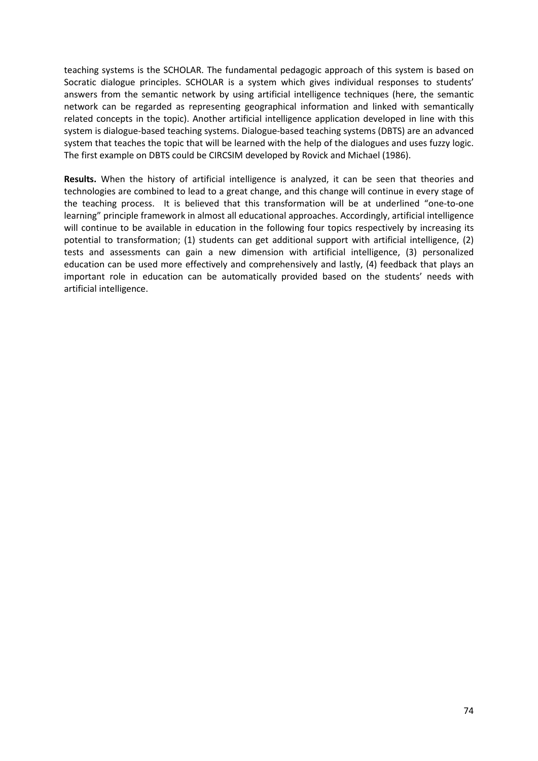teaching systems is the SCHOLAR. The fundamental pedagogic approach of this system is based on Socratic dialogue principles. SCHOLAR is a system which gives individual responses to students' answers from the semantic network by using artificial intelligence techniques (here, the semantic network can be regarded as representing geographical information and linked with semantically related concepts in the topic). Another artificial intelligence application developed in line with this system is dialogue-based teaching systems. Dialogue-based teaching systems (DBTS) are an advanced system that teaches the topic that will be learned with the help of the dialogues and uses fuzzy logic. The first example on DBTS could be CIRCSIM developed by Rovick and Michael (1986).

**Results.** When the history of artificial intelligence is analyzed, it can be seen that theories and technologies are combined to lead to a great change, and this change will continue in every stage of the teaching process. It is believed that this transformation will be at underlined "one-to-one learning" principle framework in almost all educational approaches. Accordingly, artificial intelligence will continue to be available in education in the following four topics respectively by increasing its potential to transformation; (1) students can get additional support with artificial intelligence, (2) tests and assessments can gain a new dimension with artificial intelligence, (3) personalized education can be used more effectively and comprehensively and lastly, (4) feedback that plays an important role in education can be automatically provided based on the students' needs with artificial intelligence.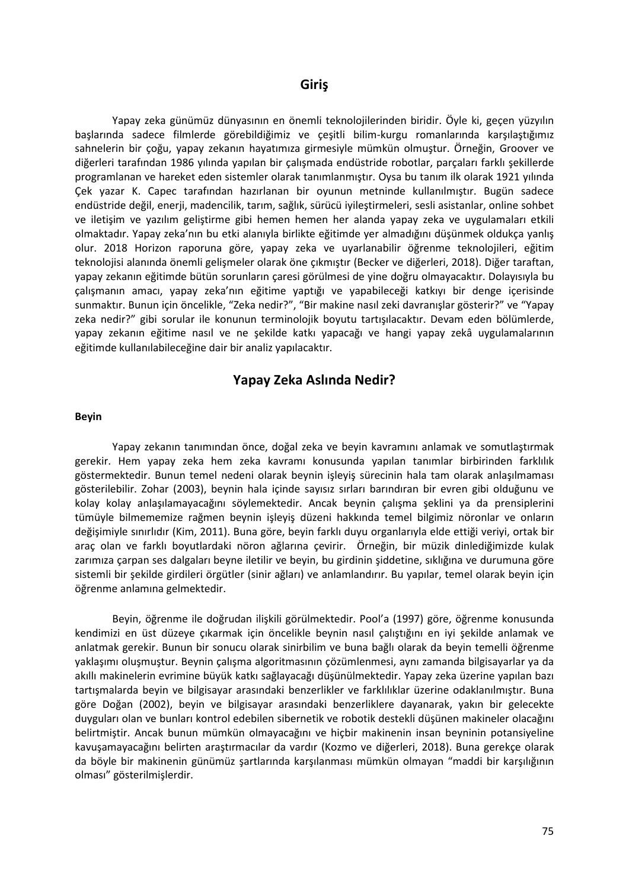## Giriş

Yapay zeka günümüz dünyasının en önemli teknolojilerinden biridir. Öyle ki, geçen yüzyılın başlarında sadece filmlerde görebildiğimiz ve çeşitli bilim-kurgu romanlarında karşılaştığımız sahnelerin bir çoğu, yapay zekanın hayatımıza girmesiyle mümkün olmuştur. Örneğin, Groover ve diğerleri tarafından 1986 yılında yapılan bir çalışmada endüstride robotlar, parçaları farklı şekillerde programlanan ve hareket eden sistemler olarak tanımlanmıştır. Oysa bu tanım ilk olarak 1921 yılında Çek yazar K. Capec tarafından hazırlanan bir oyunun metninde kullanılmıştır. Bugün sadece endüstride değil, enerji, madencilik, tarım, sağlık, sürücü iyileştirmeleri, sesli asistanlar, online sohbet ve iletişim ve yazılım geliştirme gibi hemen hemen her alanda yapay zeka ve uygulamaları etkili olmaktadır. Yapay zeka'nın bu etki alanıyla birlikte eğitimde yer almadığını düşünmek oldukça yanlış olur. 2018 Horizon raporuna göre, yapay zeka ve uyarlanabilir öğrenme teknolojileri, eğitim teknolojisi alanında önemli gelişmeler olarak öne çıkmıştır (Becker ve diğerleri, 2018). Diğer taraftan, yapay zekanın eğitimde bütün sorunların çaresi görülmesi de yine doğru olmayacaktır. Dolayısıyla bu çalışmanın amacı, yapay zeka'nın eğitime yaptığı ve yapabileceği katkıyı bir denge içerisinde sunmaktır. Bunun için öncelikle, "Zeka nedir?", "Bir makine nasıl zeki davranışlar gösterir?" ve "Yapay zeka nedir?" gibi sorular ile konunun terminolojik boyutu tartışılacaktır. Devam eden bölümlerde, yapay zekanın eğitime nasıl ve ne şekilde katkı yapacağı ve hangi yapay zekâ uygulamalarının eğitimde kullanılabileceğine dair bir analiz yapılacaktır.

## Yapay Zeka Aslında Nedir?

**Beyin**

Yapay zekanın tanımından önce, doğal zeka ve beyin kavramını anlamak ve somutlaştırmak gerekir. Hem yapay zeka hem zeka kavramı konusunda yapılan tanımlar birbirinden farklılık göstermektedir. Bunun temel nedeni olarak beynin işleyiş sürecinin hala tam olarak anlaşılmaması gösterilebilir. Zohar (2003), beynin hala içinde sayısız sırları barındıran bir evren gibi olduğunu ve kolay kolay anlaşılamayacağını söylemektedir. Ancak beynin çalışma şeklini ya da prensiplerini tümüyle bilmememize rağmen beynin işleyiş düzeni hakkında temel bilgimiz nöronlar ve onların değişimiyle sınırlıdır (Kim, 2011). Buna göre, beyin farklı duyu organlarıyla elde ettiği veriyi, ortak bir araç olan ve farklı boyutlardaki nöron ağlarına çevirir. Örneğin, bir müzik dinlediğimizde kulak zarımıza çarpan ses dalgaları beyne iletilir ve beyin, bu girdinin şiddetine, sıklığına ve durumuna göre sistemli bir şekilde girdileri örgütler (sinir ağları) ve anlamlandırır. Bu yapılar, temel olarak beyin için öğrenme anlamına gelmektedir.

Beyin, öğrenme ile doğrudan ilişkili görülmektedir. Pool'a (1997) göre, öğrenme konusunda kendimizi en üst düzeye çıkarmak için öncelikle beynin nasıl çalıştığını en iyi şekilde anlamak ve anlatmak gerekir. Bunun bir sonucu olarak sinirbilim ve buna bağlı olarak da beyin temelli öğrenme yaklaşımı oluşmuştur. Beynin çalışma algoritmasının çözümlenmesi, aynı zamanda bilgisayarlar ya da akıllı makinelerin evrimine büyük katkı sağlayacağı düşünülmektedir. Yapay zeka üzerine yapılan bazı tartışmalarda beyin ve bilgisayar arasındaki benzerlikler ve farklılıklar üzerine odaklanılmıştır. Buna göre Doğan (2002), beyin ve bilgisayar arasındaki benzerliklere dayanarak, yakın bir gelecekte duyguları olan ve bunları kontrol edebilen sibernetik ve robotik destekli düşünen makineler olacağını belirtmiştir. Ancak bunun mümkün olmayacağını ve hiçbir makinenin insan beyninin potansiyeline kavuşamayacağını belirten araştırmacılar da vardır (Kozmo ve diğerleri, 2018). Buna gerekçe olarak da böyle bir makinenin günümüz şartlarında karşılanması mümkün olmayan "maddi bir karşılığının olması" gösterilmişlerdir.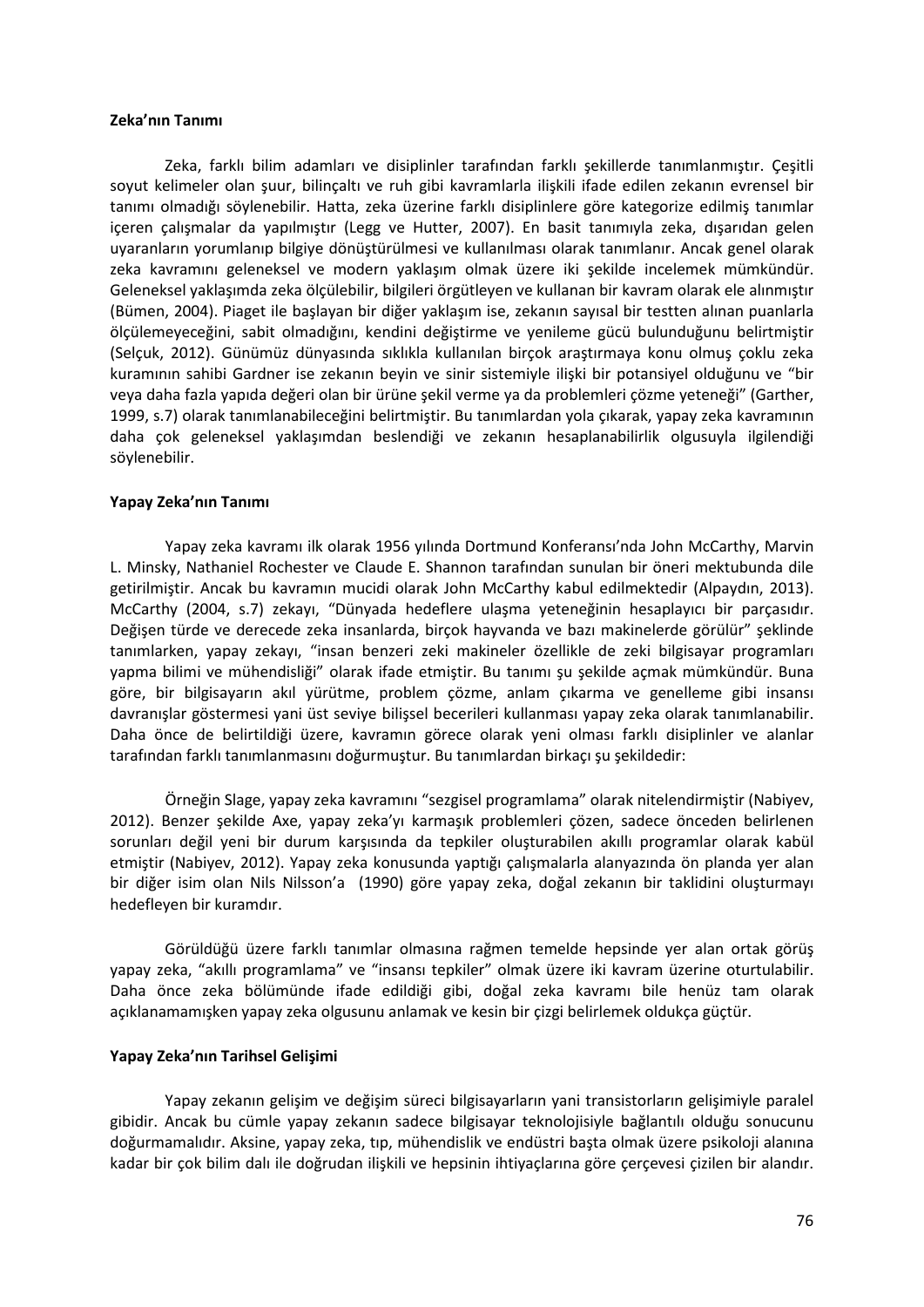**Zeka'nın Tanımı**

Zeka, farklı bilim adamları ve disiplinler tarafından farklı şekillerde tanımlanmıştır. Çeşitli soyut kelimeler olan şuur, bilinçaltı ve ruh gibi kavramlarla ilişkili ifade edilen zekanın evrensel bir tanımı olmadığı söylenebilir. Hatta, zeka üzerine farklı disiplinlere göre kategorize edilmiş tanımlar içeren çalışmalar da yapılmıştır (Legg ve Hutter, 2007). En basit tanımıyla zeka, dışarıdan gelen uyaranların yorumlanıp bilgiye dönüştürülmesi ve kullanılması olarak tanımlanır. Ancak genel olarak zeka kavramını geleneksel ve modern yaklaşım olmak üzere iki şekilde incelemek mümkündür. Geleneksel yaklaşımda zeka ölçülebilir, bilgileri örgütleyen ve kullanan bir kavram olarak ele alınmıştır (Bümen, 2004). Piaget ile başlayan bir diğer yaklaşım ise, zekanın sayısal bir testten alınan puanlarla ölçülemeyeceğini, sabit olmadığını, kendini değiştirme ve yenileme gücü bulunduğunu belirtmiştir (Selçuk, 2012). Günümüz dünyasında sıklıkla kullanılan birçok araştırmaya konu olmuş çoklu zeka kuramının sahibi Gardner ise zekanın beyin ve sinir sistemiyle ilişki bir potansiyel olduğunu ve "bir veya daha fazla yapıda değeri olan bir ürüne şekil verme ya da problemleri çözme yeteneği" (Garther, 1999, s.7) olarak tanımlanabileceğini belirtmiştir. Bu tanımlardan yola çıkarak, yapay zeka kavramının daha çok geleneksel yaklaşımdan beslendiği ve zekanın hesaplanabilirlik olgusuyla ilgilendiği söylenebilir.

**Yapay Zeka'nın Tanımı**

Yapay zeka kavramı ilk olarak 1956 yılında Dortmund Konferansı'nda John McCarthy, Marvin L. Minsky, Nathaniel Rochester ve Claude E. Shannon tarafından sunulan bir öneri mektubunda dile getirilmiştir. Ancak bu kavramın mucidi olarak John McCarthy kabul edilmektedir (Alpaydın, 2013). McCarthy (2004, s.7) zekayı, "Dünyada hedeflere ulaşma yeteneğinin hesaplayıcı bir parçasıdır. Değişen türde ve derecede zeka insanlarda, birçok hayvanda ve bazı makinelerde görülür" şeklinde tanımlarken, yapay zekayı, "insan benzeri zeki makineler özellikle de zeki bilgisayar programları yapma bilimi ve mühendisliği" olarak ifade etmiştir. Bu tanımı şu şekilde açmak mümkündür. Buna göre, bir bilgisayarın akıl yürütme, problem çözme, anlam çıkarma ve genelleme gibi insansı davranışlar göstermesi yani üst seviye bilişsel becerileri kullanması yapay zeka olarak tanımlanabilir. Daha önce de belirtildiği üzere, kavramın görece olarak yeni olması farklı disiplinler ve alanlar tarafından farklı tanımlanmasını doğurmuştur. Bu tanımlardan birkaçı şu şekildedir:

Örneğin Slage, yapay zeka kavramını "sezgisel programlama" olarak nitelendirmiştir (Nabiyev, 2012). Benzer şekilde Axe, yapay zeka'yı karmaşık problemleri çözen, sadece önceden belirlenen sorunları değil yeni bir durum karşısında da tepkiler oluşturabilen akıllı programlar olarak kabül etmiştir (Nabiyev, 2012). Yapay zeka konusunda yaptığı çalışmalarla alanyazında ön planda yer alan bir diğer isim olan Nils Nilsson'a (1990) göre yapay zeka, doğal zekanın bir taklidini oluşturmayı hedefleyen bir kuramdır.

Görüldüğü üzere farklı tanımlar olmasına rağmen temelde hepsinde yer alan ortak görüş yapay zeka, "akıllı programlama" ve "insansı tepkiler" olmak üzere iki kavram üzerine oturtulabilir. Daha önce zeka bölümünde ifade edildiği gibi, doğal zeka kavramı bile henüz tam olarak açıklanamamışken yapay zeka olgusunu anlamak ve kesin bir çizgi belirlemek oldukça güçtür.

**Yapay Zeka'nın Tarihsel Gelişimi**

Yapay zekanın gelişim ve değişim süreci bilgisayarların yani transistorların gelişimiyle paralel gibidir. Ancak bu cümle yapay zekanın sadece bilgisayar teknolojisiyle bağlantılı olduğu sonucunu doğurmamalıdır. Aksine, yapay zeka, tıp, mühendislik ve endüstri başta olmak üzere psikoloji alanına kadar bir çok bilim dalı ile doğrudan ilişkili ve hepsinin ihtiyaçlarına göre çerçevesi çizilen bir alandır.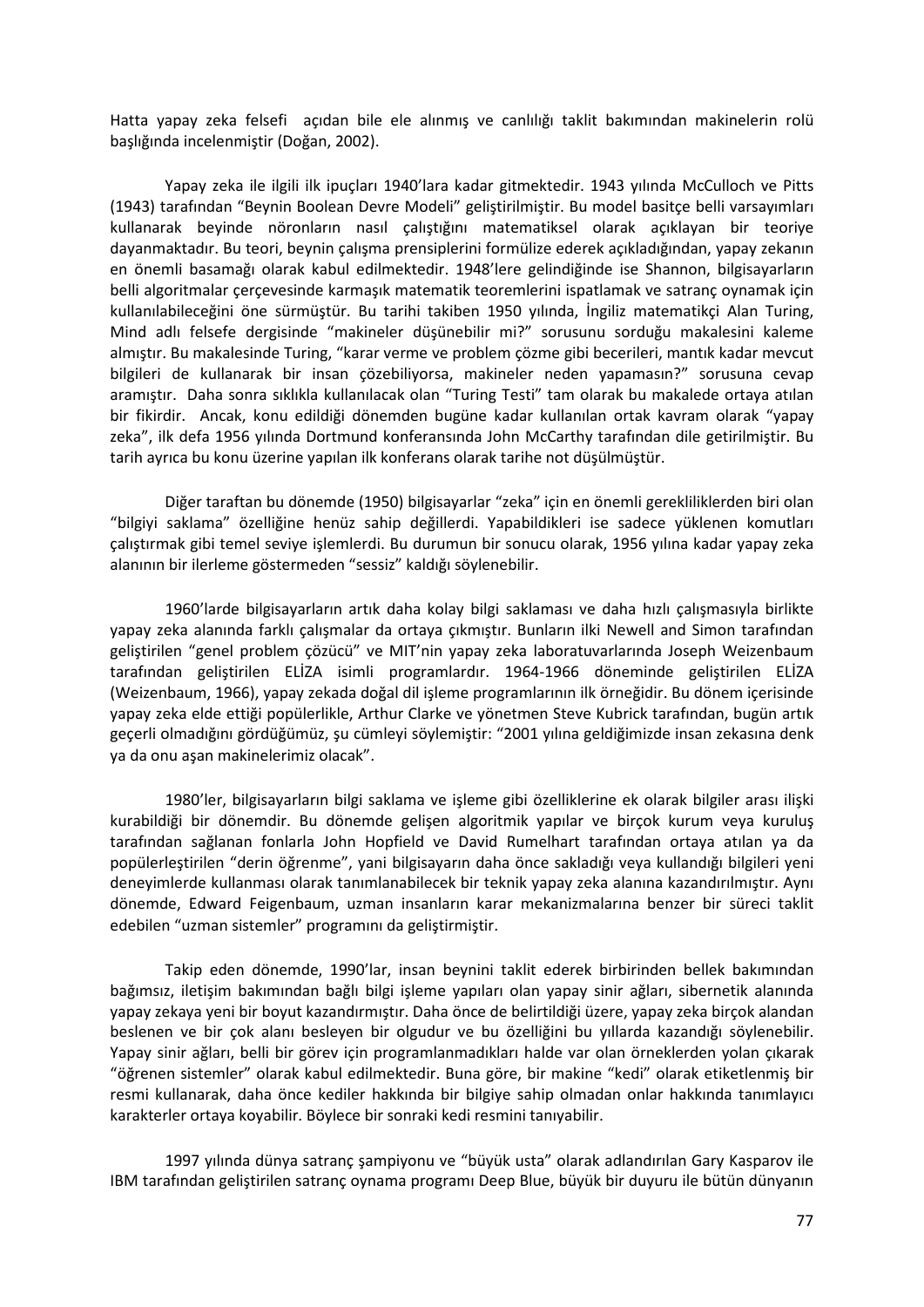Hatta yapay zeka felsefi açıdan bile ele alınmış ve canlılığı taklit bakımından makinelerin rolü başlığında incelenmiştir (Doğan, 2002).

Yapay zeka ile ilgili ilk ipuçları 1940'lara kadar gitmektedir. 1943 yılında McCulloch ve Pitts (1943) tarafından "Beynin Boolean Devre Modeli" geliştirilmiştir. Bu model basitçe belli varsayımları kullanarak beyinde nöronların nasıl çalıştığını matematiksel olarak açıklayan bir teoriye dayanmaktadır. Bu teori, beynin çalışma prensiplerini formülize ederek açıkladığından, yapay zekanın en önemli basamağı olarak kabul edilmektedir. 1948'lere gelindiğinde ise Shannon, bilgisayarların belli algoritmalar çerçevesinde karmaşık matematik teoremlerini ispatlamak ve satranç oynamak için kullanılabileceğini öne sürmüştür. Bu tarihi takiben 1950 yılında, İngiliz matematikçi Alan Turing, Mind adlı felsefe dergisinde "makineler düşünebilir mi?" sorusunu sorduğu makalesini kaleme almıştır. Bu makalesinde Turing, "karar verme ve problem çözme gibi becerileri, mantık kadar mevcut bilgileri de kullanarak bir insan çözebiliyorsa, makineler neden yapamasın?" sorusuna cevap aramıştır. Daha sonra sıklıkla kullanılacak olan "Turing Testi" tam olarak bu makalede ortaya atılan bir fikirdir. Ancak, konu edildiği dönemden bugüne kadar kullanılan ortak kavram olarak "yapay zeka", ilk defa 1956 yılında Dortmund konferansında John McCarthy tarafından dile getirilmiştir. Bu tarih ayrıca bu konu üzerine yapılan ilk konferans olarak tarihe not düşülmüştür.

Diğer taraftan bu dönemde (1950) bilgisayarlar "zeka" için en önemli gerekliliklerden biri olan "bilgiyi saklama" özelliğine henüz sahip değillerdi. Yapabildikleri ise sadece yüklenen komutları çalıştırmak gibi temel seviye işlemlerdi. Bu durumun bir sonucu olarak, 1956 yılına kadar yapay zeka alanının bir ilerleme göstermeden "sessiz" kaldığı söylenebilir.

1960'larde bilgisayarların artık daha kolay bilgi saklaması ve daha hızlı çalışmasıyla birlikte yapay zeka alanında farklı çalışmalar da ortaya çıkmıştır. Bunların ilki Newell and Simon tarafından geliştirilen "genel problem çözücü" ve MIT'nin yapay zeka laboratuvarlarında Joseph Weizenbaum tarafından geliştirilen ELİZA isimli programlardır. 1964-1966 döneminde geliştirilen ELİZA (Weizenbaum, 1966), yapay zekada doğal dil işleme programlarının ilk örneğidir. Bu dönem içerisinde yapay zeka elde ettiği popülerlikle, Arthur Clarke ve yönetmen Steve Kubrick tarafından, bugün artık geçerli olmadığını gördüğümüz, şu cümleyi söylemiştir: "2001 yılına geldiğimizde insan zekasına denk ya da onu aşan makinelerimiz olacak".

1980'ler, bilgisayarların bilgi saklama ve işleme gibi özelliklerine ek olarak bilgiler arası ilişki kurabildiği bir dönemdir. Bu dönemde gelişen algoritmik yapılar ve birçok kurum veya kuruluş tarafından sağlanan fonlarla John Hopfield ve David Rumelhart tarafından ortaya atılan ya da popülerleştirilen "derin öğrenme", yani bilgisayarın daha önce sakladığı veya kullandığı bilgileri yeni deneyimlerde kullanması olarak tanımlanabilecek bir teknik yapay zeka alanına kazandırılmıştır. Aynı dönemde, Edward Feigenbaum, uzman insanların karar mekanizmalarına benzer bir süreci taklit edebilen "uzman sistemler" programını da geliştirmiştir.

Takip eden dönemde, 1990'lar, insan beynini taklit ederek birbirinden bellek bakımından bağımsız, iletişim bakımından bağlı bilgi işleme yapıları olan yapay sinir ağları, sibernetik alanında yapay zekaya yeni bir boyut kazandırmıştır. Daha önce de belirtildiği üzere, yapay zeka birçok alandan beslenen ve bir çok alanı besleyen bir olgudur ve bu özelliğini bu yıllarda kazandığı söylenebilir. Yapay sinir ağları, belli bir görev için programlanmadıkları halde var olan örneklerden yolan çıkarak "öğrenen sistemler" olarak kabul edilmektedir. Buna göre, bir makine "kedi" olarak etiketlenmiş bir resmi kullanarak, daha önce kediler hakkında bir bilgiye sahip olmadan onlar hakkında tanımlayıcı karakterler ortaya koyabilir. Böylece bir sonraki kedi resmini tanıyabilir.

1997 yılında dünya satranç şampiyonu ve "büyük usta" olarak adlandırılan Gary Kasparov ile IBM tarafından geliştirilen satranç oynama programı Deep Blue, büyük bir duyuru ile bütün dünyanın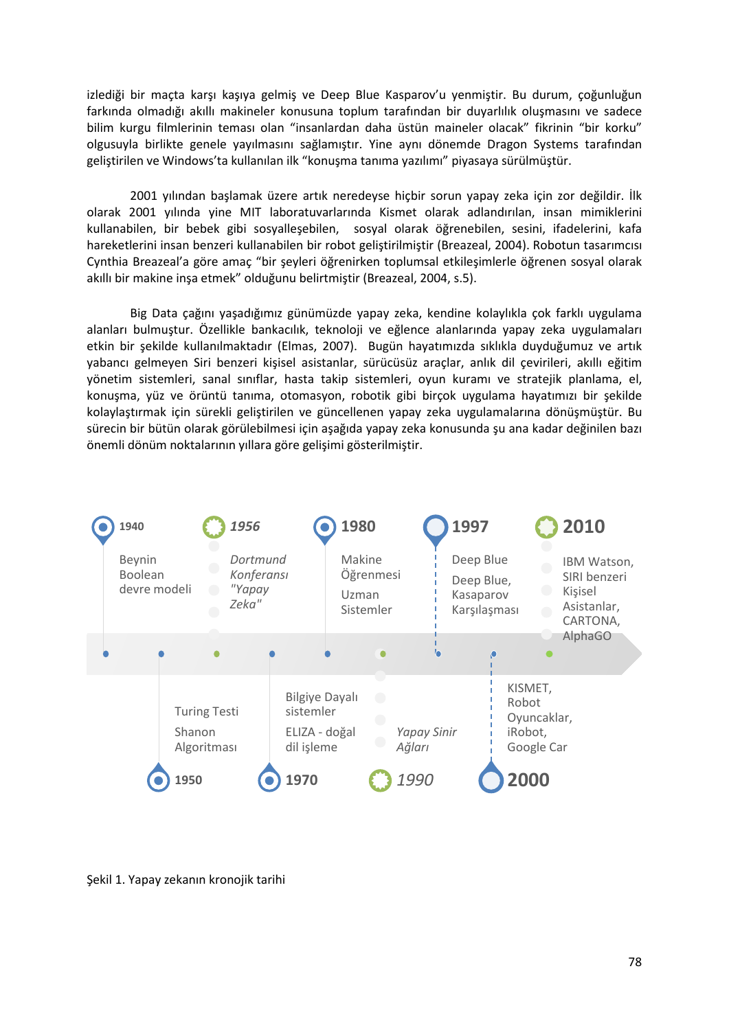izlediği bir maçta karşı kaşıya gelmiş ve Deep Blue Kasparov'u yenmiştir. Bu durum, çoğunluğun farkında olmadığı akıllı makineler konusuna toplum tarafından bir duyarlılık oluşmasını ve sadece bilim kurgu filmlerinin teması olan "insanlardan daha üstün maineler olacak" fikrinin "bir korku" olgusuyla birlikte genele yayılmasını sağlamıştır. Yine aynı dönemde Dragon Systems tarafından geliştirilen ve Windows'ta kullanılan ilk "konuşma tanıma yazılımı" piyasaya sürülmüştür.

2001 yılından başlamak üzere artık neredeyse hiçbir sorun yapay zeka için zor değildir. İlk olarak 2001 yılında yine MIT laboratuvarlarında Kismet olarak adlandırılan, insan mimiklerini kullanabilen, bir bebek gibi sosyalleşebilen, sosyal olarak öğrenebilen, sesini, ifadelerini, kafa hareketlerini insan benzeri kullanabilen bir robot geliştirilmiştir (Breazeal, 2004). Robotun tasarımcısı Cynthia Breazeal'a göre amaç "bir şeyleri öğrenirken toplumsal etkileşimlerle öğrenen sosyal olarak akıllı bir makine inşa etmek" olduğunu belirtmiştir (Breazeal, 2004, s.5).

Big Data çağını yaşadığımız günümüzde yapay zeka, kendine kolaylıkla çok farklı uygulama alanları bulmuştur. Özellikle bankacılık, teknoloji ve eğlence alanlarında yapay zeka uygulamaları etkin bir şekilde kullanılmaktadır (Elmas, 2007). Bugün hayatımızda sıklıkla duyduğumuz ve artık yabancı gelmeyen Siri benzeri kişisel asistanlar, sürücüsüz araçlar, anlık dil çevirileri, akıllı eğitim yönetim sistemleri, sanal sınıflar, hasta takip sistemleri, oyun kuramı ve stratejik planlama, el, konuşma, yüz ve örüntü tanıma, otomasyon, robotik gibi birçok uygulama hayatımızı bir şekilde kolaylaştırmak için sürekli geliştirilen ve güncellenen yapay zeka uygulamalarına dönüşmüştür. Bu sürecin bir bütün olarak görülebilmesi için aşağıda yapay zeka konusunda şu ana kadar değinilen bazı önemli dönüm noktalarının yıllara göre gelişimi gösterilmiştir.

**1940** Beynin Boolean devre modeli

**1950** Turing Testi, Shanon Algoritması

***1956*** *Dortmund Konferansı "Yapay Zeka"*

**1970** Bilgiye Dayalı sistemler, ELIZA - doğal dil işleme

**1980** Makine Öğrenmesi, Uzman Sistemler

***1990*** *Yapay Sinir Ağları*

**1997** Deep Blue, Deep Blue, Kasparov Karşılaşması

**2000** KISMET, Robot Oyuncaklar, iRobot, Google Car

**2010** IBM Watson, SIRI benzeri Kişisel Asistanlar, CARTONA, AlphaGO

Şekil 1. Yapay zekanın kronojik tarihi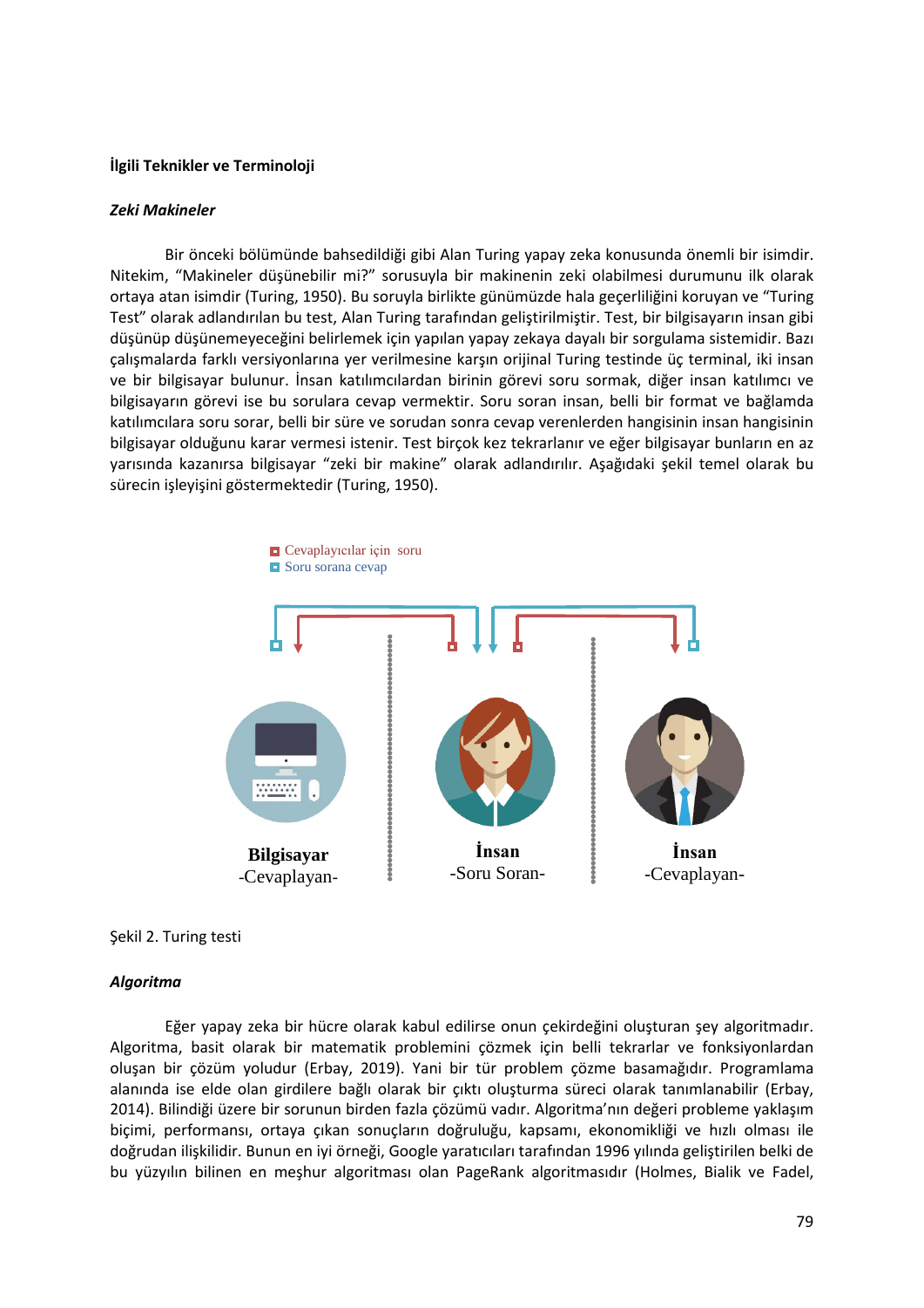### İlgili Teknikler ve Terminoloji

#### *Zeki Makineler*

Bir önceki bölümünde bahsedildiği gibi Alan Turing yapay zeka konusunda önemli bir isimdir. Nitekim, "Makineler düşünebilir mi?" sorusuyla bir makinenin zeki olabilmesi durumunu ilk olarak ortaya atan isimdir (Turing, 1950). Bu soruyla birlikte günümüzde hala geçerliliğini koruyan ve "Turing Test" olarak adlandırılan bu test, Alan Turing tarafından geliştirilmiştir. Test, bir bilgisayarın insan gibi düşünüp düşünemeyeceğini belirlemek için yapılan yapay zekaya dayalı bir sorgulama sistemidir. Bazı çalışmalarda farklı versiyonlarına yer verilmesine karşın orijinal Turing testinde üç terminal, iki insan ve bir bilgisayar bulunur. İnsan katılımcılardan birinin görevi soru sormak, diğer insan katılımcı ve bilgisayarın görevi ise bu sorulara cevap vermektir. Soru soran insan, belli bir format ve bağlamda katılımcılara soru sorar, belli bir süre ve sorudan sonra cevap verenlerden hangisinin insan hangisinin bilgisayar olduğunu karar vermesi istenir. Test birçok kez tekrarlanır ve eğer bilgisayar bunların en az yarısında kazanırsa bilgisayar "zeki bir makine" olarak adlandırılır. Aşağıdaki şekil temel olarak bu sürecin işleyişini göstermektedir (Turing, 1950).

Cevaplayıcılar için soru
Soru sorana cevap

Bilgisayar
-Cevaplayan-

İnsan
-Soru Soran-

İnsan
-Cevaplayan-

Şekil 2. Turing testi

#### *Algoritma*

Eğer yapay zeka bir hücre olarak kabul edilirse onun çekirdeğini oluşturan şey algoritmadır. Algoritma, basit olarak bir matematik problemini çözmek için belli tekrarlar ve fonksiyonlardan oluşan bir çözüm yoludur (Erbay, 2019). Yani bir tür problem çözme basamağıdır. Programlama alanında ise elde olan girdilere bağlı olarak bir çıktı oluşturma süreci olarak tanımlanabilir (Erbay, 2014). Bilindiği üzere bir sorunun birden fazla çözümü vadır. Algoritma'nın değeri probleme yaklaşım biçimi, performansı, ortaya çıkan sonuçların doğruluğu, kapsamı, ekonomikliği ve hızlı olması ile doğrudan ilişkilidir. Bunun en iyi örneği, Google yaratıcıları tarafından 1996 yılında geliştirilen belki de bu yüzyılın bilinen en meşhur algoritması olan PageRank algoritmasıdır (Holmes, Bialik ve Fadel,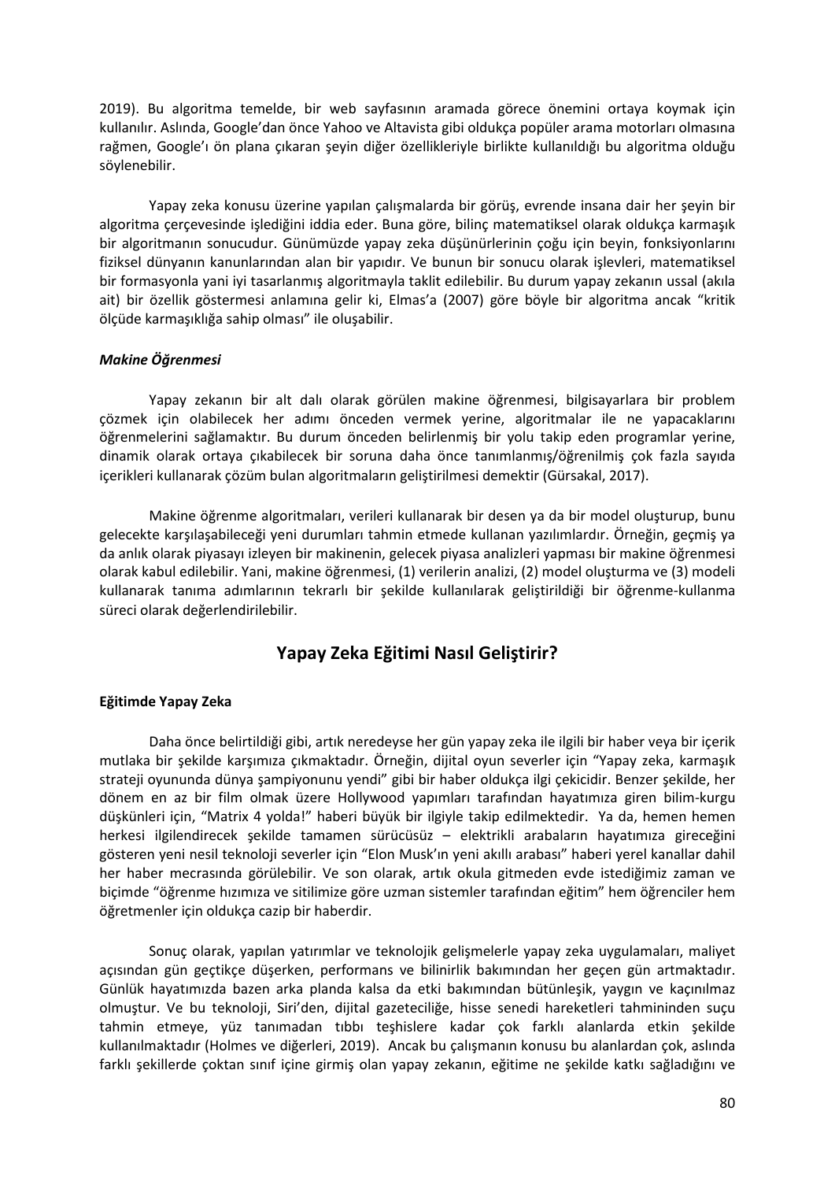2019). Bu algoritma temelde, bir web sayfasının aramada görece önemini ortaya koymak için kullanılır. Aslında, Google'dan önce Yahoo ve Altavista gibi oldukça popüler arama motorları olmasına rağmen, Google'ı ön plana çıkaran şeyin diğer özellikleriyle birlikte kullanıldığı bu algoritma olduğu söylenebilir.

Yapay zeka konusu üzerine yapılan çalışmalarda bir görüş, evrende insana dair her şeyin bir algoritma çerçevesinde işlediğini iddia eder. Buna göre, bilinç matematiksel olarak oldukça karmaşık bir algoritmanın sonucudur. Günümüzde yapay zeka düşünürlerinin çoğu için beyin, fonksiyonlarını fiziksel dünyanın kanunlarından alan bir yapıdır. Ve bunun bir sonucu olarak işlevleri, matematiksel bir formasyonla yani iyi tasarlanmış algoritmayla taklit edilebilir. Bu durum yapay zekanın ussal (akıla ait) bir özellik göstermesi anlamına gelir ki, Elmas'a (2007) göre böyle bir algoritma ancak "kritik ölçüde karmaşıklığa sahip olması" ile oluşabilir.

### *Makine Öğrenmesi*

Yapay zekanın bir alt dalı olarak görülen makine öğrenmesi, bilgisayarlara bir problem çözmek için olabilecek her adımı önceden vermek yerine, algoritmalar ile ne yapacaklarını öğrenmelerini sağlamaktır. Bu durum önceden belirlenmiş bir yolu takip eden programlar yerine, dinamik olarak ortaya çıkabilecek bir soruna daha önce tanımlanmış/öğrenilmiş çok fazla sayıda içerikleri kullanarak çözüm bulan algoritmaların geliştirilmesi demektir (Gürsakal, 2017).

Makine öğrenme algoritmaları, verileri kullanarak bir desen ya da bir model oluşturup, bunu gelecekte karşılaşabileceği yeni durumları tahmin etmede kullanan yazılımlardır. Örneğin, geçmiş ya da anlık olarak piyasayı izleyen bir makinenin, gelecek piyasa analizleri yapması bir makine öğrenmesi olarak kabul edilebilir. Yani, makine öğrenmesi, (1) verilerin analizi, (2) model oluşturma ve (3) modeli kullanarak tanıma adımlarının tekrarlı bir şekilde kullanılarak geliştirildiği bir öğrenme-kullanma süreci olarak değerlendirilebilir.

## Yapay Zeka Eğitimi Nasıl Geliştirir?

### Eğitimde Yapay Zeka

Daha önce belirtildiği gibi, artık neredeyse her gün yapay zeka ile ilgili bir haber veya bir içerik mutlaka bir şekilde karşımıza çıkmaktadır. Örneğin, dijital oyun severler için "Yapay zeka, karmaşık strateji oyununda dünya şampiyonunu yendi" gibi bir haber oldukça ilgi çekicidir. Benzer şekilde, her dönem en az bir film olmak üzere Hollywood yapımları tarafından hayatımıza giren bilim-kurgu düşkünleri için, "Matrix 4 yolda!" haberi büyük bir ilgiyle takip edilmektedir. Ya da, hemen hemen herkesi ilgilendirecek şekilde tamamen sürücüsüz – elektrikli arabaların hayatımıza gireceğini gösteren yeni nesil teknoloji severler için "Elon Musk'ın yeni akıllı arabası" haberi yerel kanallar dahil her haber mecrasında görülebilir. Ve son olarak, artık okula gitmeden evde istediğimiz zaman ve biçimde "öğrenme hızımıza ve sitilimize göre uzman sistemler tarafından eğitim" hem öğrenciler hem öğretmenler için oldukça cazip bir haberdir.

Sonuç olarak, yapılan yatırımlar ve teknolojik gelişmelerle yapay zeka uygulamaları, maliyet açısından gün geçtikçe düşerken, performans ve bilinirlik bakımından her geçen gün artmaktadır. Günlük hayatımızda bazen arka planda kalsa da etki bakımından bütünleşik, yaygın ve kaçınılmaz olmuştur. Ve bu teknoloji, Siri'den, dijital gazeteciliğe, hisse senedi hareketleri tahmininden suçu tahmin etmeye, yüz tanımadan tıbbı teşhislere kadar çok farklı alanlarda etkin şekilde kullanılmaktadır (Holmes ve diğerleri, 2019). Ancak bu çalışmanın konusu bu alanlardan çok, aslında farklı şekillerde çoktan sınıf içine girmiş olan yapay zekanın, eğitime ne şekilde katkı sağladığını ve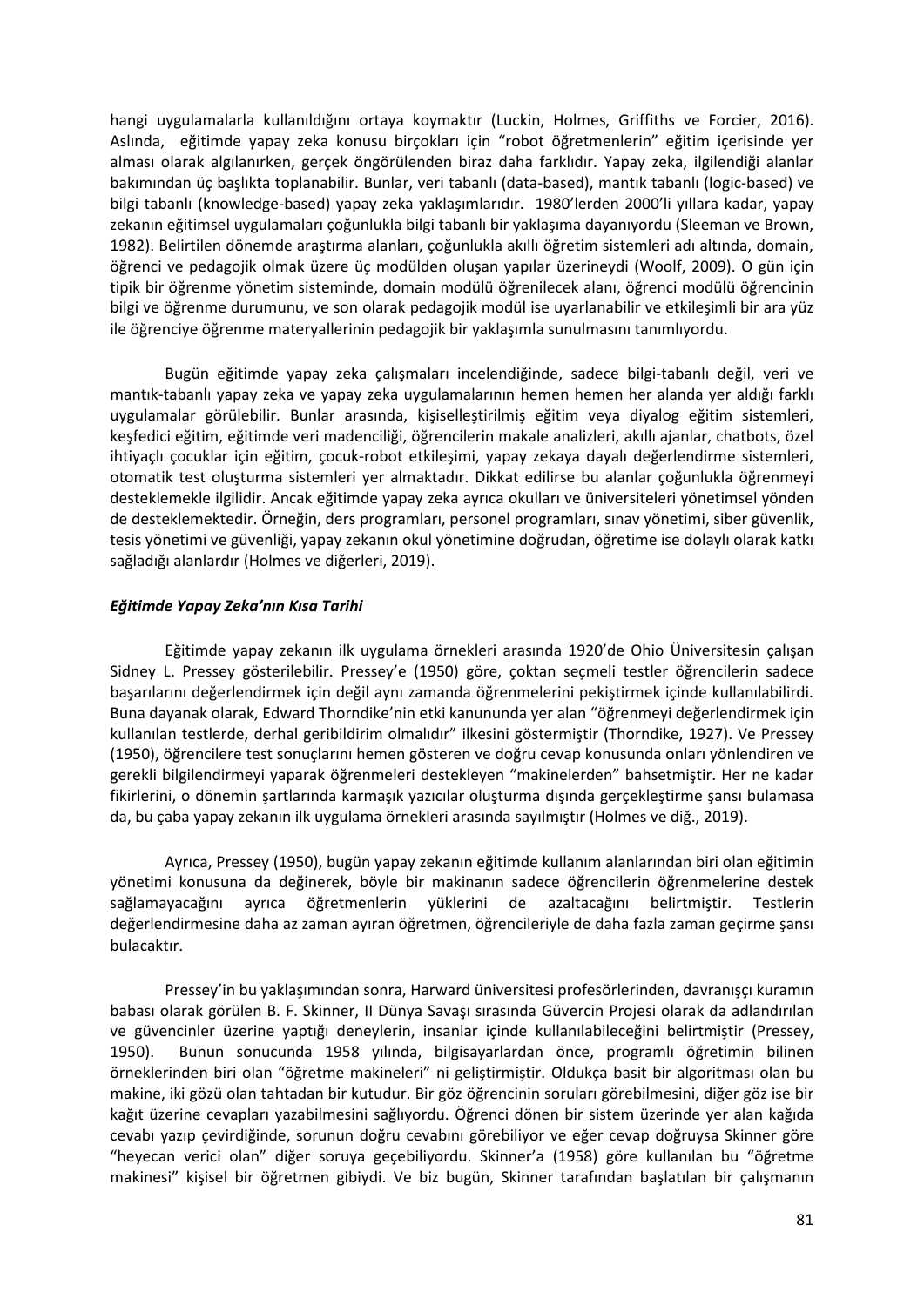hangi uygulamalarla kullanıldığını ortaya koymaktır (Luckin, Holmes, Griffiths ve Forcier, 2016). Aslında, eğitimde yapay zeka konusu birçokları için "robot öğretmenlerin" eğitim içerisinde yer alması olarak algılanırken, gerçek öngörülenden biraz daha farklıdır. Yapay zeka, ilgilendiği alanlar bakımından üç başlıkta toplanabilir. Bunlar, veri tabanlı (data-based), mantık tabanlı (logic-based) ve bilgi tabanlı (knowledge-based) yapay zeka yaklaşımlarıdır. 1980'lerden 2000'li yıllara kadar, yapay zekanın eğitimsel uygulamaları çoğunlukla bilgi tabanlı bir yaklaşıma dayanıyordu (Sleeman ve Brown, 1982). Belirtilen dönemde araştırma alanları, çoğunlukla akıllı öğretim sistemleri adı altında, domain, öğrenci ve pedagojik olmak üzere üç modülden oluşan yapılar üzerineydi (Woolf, 2009). O gün için tipik bir öğrenme yönetim sisteminde, domain modülü öğrenilecek alanı, öğrenci modülü öğrencinin bilgi ve öğrenme durumunu, ve son olarak pedagojik modül ise uyarlanabilir ve etkileşimli bir ara yüz ile öğrenciye öğrenme materyallerinin pedagojik bir yaklaşımla sunulmasını tanımlıyordu.

Bugün eğitimde yapay zeka çalışmaları incelendiğinde, sadece bilgi-tabanlı değil, veri ve mantık-tabanlı yapay zeka ve yapay zeka uygulamalarının hemen hemen her alanda yer aldığı farklı uygulamalar görülebilir. Bunlar arasında, kişiselleştirilmiş eğitim veya diyalog eğitim sistemleri, keşfedici eğitim, eğitimde veri madenciliği, öğrencilerin makale analizleri, akıllı ajanlar, chatbots, özel ihtiyaçlı çocuklar için eğitim, çocuk-robot etkileşimi, yapay zekaya dayalı değerlendirme sistemleri, otomatik test oluşturma sistemleri yer almaktadır. Dikkat edilirse bu alanlar çoğunlukla öğrenmeyi desteklemekle ilgilidir. Ancak eğitimde yapay zeka ayrıca okulları ve üniversiteleri yönetimsel yönden de desteklemektedir. Örneğin, ders programları, personel programları, sınav yönetimi, siber güvenlik, tesis yönetimi ve güvenliği, yapay zekanın okul yönetimine doğrudan, öğretime ise dolaylı olarak katkı sağladığı alanlardır (Holmes ve diğerleri, 2019).

### *Eğitimde Yapay Zeka'nın Kısa Tarihi*

Eğitimde yapay zekanın ilk uygulama örnekleri arasında 1920'de Ohio Üniversitesin çalışan Sidney L. Pressey gösterilebilir. Pressey'e (1950) göre, çoktan seçmeli testler öğrencilerin sadece başarılarını değerlendirmek için değil aynı zamanda öğrenmelerini pekiştirmek içinde kullanılabilirdi. Buna dayanak olarak, Edward Thorndike'nin etki kanununda yer alan "öğrenmeyi değerlendirmek için kullanılan testlerde, derhal geribildirim olmalıdır" ilkesini göstermiştir (Thorndike, 1927). Ve Pressey (1950), öğrencilere test sonuçlarını hemen gösteren ve doğru cevap konusunda onları yönlendiren ve gerekli bilgilendirmeyi yaparak öğrenmeleri destekleyen "makinelerden" bahsetmiştir. Her ne kadar fikirlerini, o dönemin şartlarında karmaşık yazıcılar oluşturma dışında gerçekleştirme şansı bulamasa da, bu çaba yapay zekanın ilk uygulama örnekleri arasında sayılmıştır (Holmes ve diğ., 2019).

Ayrıca, Pressey (1950), bugün yapay zekanın eğitimde kullanım alanlarından biri olan eğitimin yönetimi konusuna da değinerek, böyle bir makinanın sadece öğrencilerin öğrenmelerine destek sağlamayacağını ayrıca öğretmenlerin yüklerini de azaltacağını belirtmiştir. Testlerin değerlendirmesine daha az zaman ayıran öğretmen, öğrencileriyle de daha fazla zaman geçirme şansı bulacaktır.

Pressey'in bu yaklaşımından sonra, Harward üniversitesi profesörlerinden, davranışçı kuramın babası olarak görülen B. F. Skinner, II Dünya Savaşı sırasında Güvercin Projesi olarak da adlandırılan ve güvencinler üzerine yaptığı deneylerin, insanlar içinde kullanılabileceğini belirtmiştir (Pressey, 1950). Bunun sonucunda 1958 yılında, bilgisayarlardan önce, programlı öğretimin bilinen örneklerinden biri olan "öğretme makineleri" ni geliştirmiştir. Oldukça basit bir algoritması olan bu makine, iki gözü olan tahtadan bir kutudur. Bir göz öğrencinin soruları görebilmesini, diğer göz ise bir kağıt üzerine cevapları yazabilmesini sağlıyordu. Öğrenci dönen bir sistem üzerinde yer alan kağıda cevabı yazıp çevirdiğinde, sorunun doğru cevabını görebiliyor ve eğer cevap doğruysa Skinner göre "heyecan verici olan" diğer soruya geçebiliyordu. Skinner'a (1958) göre kullanılan bu "öğretme makinesi" kişisel bir öğretmen gibiydi. Ve biz bugün, Skinner tarafından başlatılan bir çalışmanın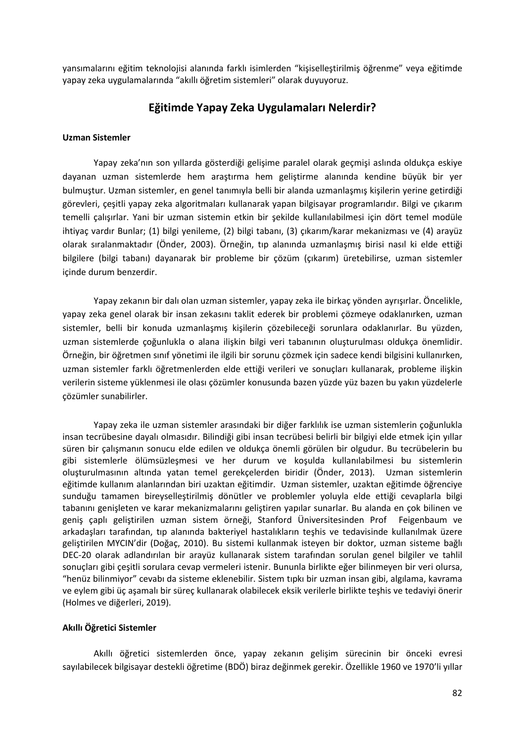yansımalarını eğitim teknolojisi alanında farklı isimlerden "kişiselleştirilmiş öğrenme" veya eğitimde yapay zeka uygulamalarında "akıllı öğretim sistemleri" olarak duyuyoruz.

## Eğitimde Yapay Zeka Uygulamaları Nelerdir?

**Uzman Sistemler**

Yapay zeka'nın son yıllarda gösterdiği gelişime paralel olarak geçmişi aslında oldukça eskiye dayanan uzman sistemlerde hem araştırma hem geliştirme alanında kendine büyük bir yer bulmuştur. Uzman sistemler, en genel tanımıyla belli bir alanda uzmanlaşmış kişilerin yerine getirdiği görevleri, çeşitli yapay zeka algoritmaları kullanarak yapan bilgisayar programlarıdır. Bilgi ve çıkarım temelli çalışırlar. Yani bir uzman sistemin etkin bir şekilde kullanılabilmesi için dört temel modüle ihtiyaç vardır Bunlar; (1) bilgi yenileme, (2) bilgi tabanı, (3) çıkarım/karar mekanizması ve (4) arayüz olarak sıralanmaktadır (Önder, 2003). Örneğin, tıp alanında uzmanlaşmış birisi nasıl ki elde ettiği bilgilere (bilgi tabanı) dayanarak bir probleme bir çözüm (çıkarım) üretebilirse, uzman sistemler içinde durum benzerdir.

Yapay zekanın bir dalı olan uzman sistemler, yapay zeka ile birkaç yönden ayrışırlar. Öncelikle, yapay zeka genel olarak bir insan zekasını taklit ederek bir problemi çözmeye odaklanırken, uzman sistemler, belli bir konuda uzmanlaşmış kişilerin çözebileceği sorunlara odaklanırlar. Bu yüzden, uzman sistemlerde çoğunlukla o alana ilişkin bilgi veri tabanının oluşturulması oldukça önemlidir. Örneğin, bir öğretmen sınıf yönetimi ile ilgili bir sorunu çözmek için sadece kendi bilgisini kullanırken, uzman sistemler farklı öğretmenlerden elde ettiği verileri ve sonuçları kullanarak, probleme ilişkin verilerin sisteme yüklenmesi ile olası çözümler konusunda bazen yüzde yüz bazen bu yakın yüzdelerle çözümler sunabilirler.

Yapay zeka ile uzman sistemler arasındaki bir diğer farklılık ise uzman sistemlerin çoğunlukla insan tecrübesine dayalı olmasıdır. Bilindiği gibi insan tecrübesi belirli bir bilgiyi elde etmek için yıllar süren bir çalışmanın sonucu elde edilen ve oldukça önemli görülen bir olgudur. Bu tecrübelerin bu gibi sistemlerle ölümsüzleşmesi ve her durum ve koşulda kullanılabilmesi bu sistemlerin oluşturulmasının altında yatan temel gerekçelerden biridir (Önder, 2013). Uzman sistemlerin eğitimde kullanım alanlarından biri uzaktan eğitimdir. Uzman sistemler, uzaktan eğitimde öğrenciye sunduğu tamamen bireyselleştirilmiş dönütler ve problemler yoluyla elde ettiği cevaplarla bilgi tabanını genişleten ve karar mekanizmalarını geliştiren yapılar sunarlar. Bu alanda en çok bilinen ve geniş çaplı geliştirilen uzman sistem örneği, Stanford Üniversitesinden Prof Feigenbaum ve arkadaşları tarafından, tıp alanında bakteriyel hastalıkların teşhis ve tedavisinde kullanılmak üzere geliştirilen MYCIN'dir (Doğaç, 2010). Bu sistemi kullanmak isteyen bir doktor, uzman sisteme bağlı DEC-20 olarak adlandırılan bir arayüz kullanarak sistem tarafından sorulan genel bilgiler ve tahlil sonuçları gibi çeşitli sorulara cevap vermeleri istenir. Bununla birlikte eğer bilinmeyen bir veri olursa, "henüz bilinmiyor" cevabı da sisteme eklenebilir. Sistem tıpkı bir uzman insan gibi, algılama, kavrama ve eylem gibi üç aşamalı bir süreç kullanarak olabilecek eksik verilerle birlikte teşhis ve tedaviyi önerir (Holmes ve diğerleri, 2019).

**Akıllı Öğretici Sistemler**

Akıllı öğretici sistemlerden önce, yapay zekanın gelişim sürecinin bir önceki evresi sayılabilecek bilgisayar destekli öğretime (BDÖ) biraz değinmek gerekir. Özellikle 1960 ve 1970'li yıllar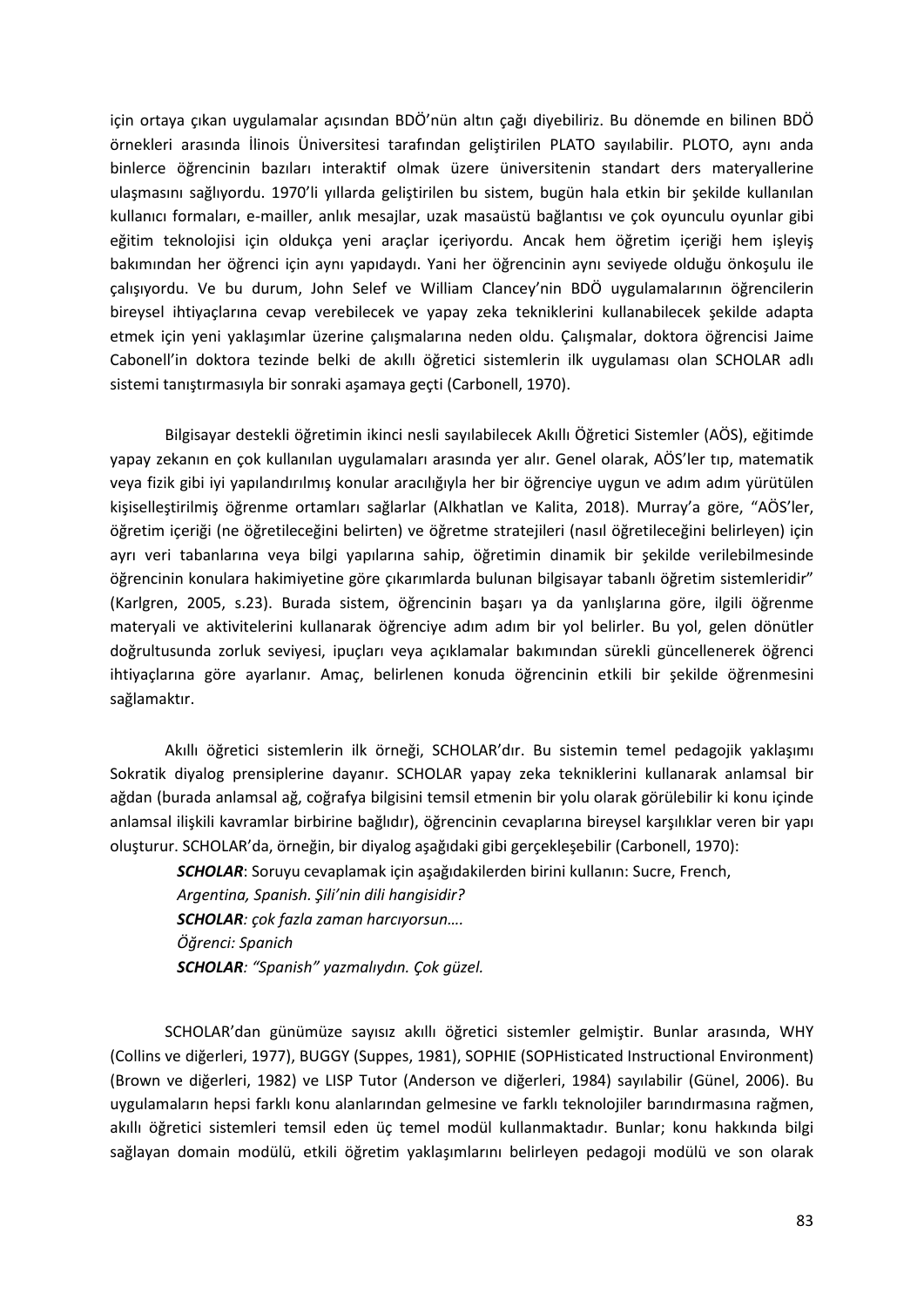için ortaya çıkan uygulamalar açısından BDÖ'nün altın çağı diyebiliriz. Bu dönemde en bilinen BDÖ örnekleri arasında İlinois Üniversitesi tarafından geliştirilen PLATO sayılabilir. PLOTO, aynı anda binlerce öğrencinin bazıları interaktif olmak üzere üniversitenin standart ders materyallerine ulaşmasını sağlıyordu. 1970'li yıllarda geliştirilen bu sistem, bugün hala etkin bir şekilde kullanılan kullanıcı formaları, e-mailler, anlık mesajlar, uzak masaüstü bağlantısı ve çok oyunculu oyunlar gibi eğitim teknolojisi için oldukça yeni araçlar içeriyordu. Ancak hem öğretim içeriği hem işleyiş bakımından her öğrenci için aynı yapıdaydı. Yani her öğrencinin aynı seviyede olduğu önkoşulu ile çalışıyordu. Ve bu durum, John Selef ve William Clancey'nin BDÖ uygulamalarının öğrencilerin bireysel ihtiyaçlarına cevap verebilecek ve yapay zeka tekniklerini kullanabilecek şekilde adapta etmek için yeni yaklaşımlar üzerine çalışmalarına neden oldu. Çalışmalar, doktora öğrencisi Jaime Cabonell'in doktora tezinde belki de akıllı öğretici sistemlerin ilk uygulaması olan SCHOLAR adlı sistemi tanıştırmasıyla bir sonraki aşamaya geçti (Carbonell, 1970).

Bilgisayar destekli öğretimin ikinci nesli sayılabilecek Akıllı Öğretici Sistemler (AÖS), eğitimde yapay zekanın en çok kullanılan uygulamaları arasında yer alır. Genel olarak, AÖS'ler tıp, matematik veya fizik gibi iyi yapılandırılmış konular aracılığıyla her bir öğrenciye uygun ve adım adım yürütülen kişiselleştirilmiş öğrenme ortamları sağlarlar (Alkhatlan ve Kalita, 2018). Murray'a göre, "AÖS'ler, öğretim içeriği (ne öğretileceğini belirten) ve öğretme stratejileri (nasıl öğretileceğini belirleyen) için ayrı veri tabanlarına veya bilgi yapılarına sahip, öğretimin dinamik bir şekilde verilebilmesinde öğrencinin konulara hakimiyetine göre çıkarımlarda bulunan bilgisayar tabanlı öğretim sistemleridir" (Karlgren, 2005, s.23). Burada sistem, öğrencinin başarı ya da yanlışlarına göre, ilgili öğrenme materyali ve aktivitelerini kullanarak öğrenciye adım adım bir yol belirler. Bu yol, gelen dönütler doğrultusunda zorluk seviyesi, ipuçları veya açıklamalar bakımından sürekli güncellenerek öğrenci ihtiyaçlarına göre ayarlanır. Amaç, belirlenen konuda öğrencinin etkili bir şekilde öğrenmesini sağlamaktır.

Akıllı öğretici sistemlerin ilk örneği, SCHOLAR'dır. Bu sistemin temel pedagojik yaklaşımı Sokratik diyalog prensiplerine dayanır. SCHOLAR yapay zeka tekniklerini kullanarak anlamsal bir ağdan (burada anlamsal ağ, coğrafya bilgisini temsil etmenin bir yolu olarak görülebilir ki konu içinde anlamsal ilişkili kavramlar birbirine bağlıdır), öğrencinin cevaplarına bireysel karşılıklar veren bir yapı oluşturur. SCHOLAR'da, örneğin, bir diyalog aşağıdaki gibi gerçekleşebilir (Carbonell, 1970):

> ***SCHOLAR***: Soruyu cevaplamak için aşağıdakilerden birini kullanın: Sucre, French, *Argentina, Spanish. Şili'nin dili hangisidir?*
> ***SCHOLAR****: çok fazla zaman harcıyorsun….*
> *Öğrenci: Spanich*
> ***SCHOLAR****: "Spanish" yazmalıydın. Çok güzel.*

SCHOLAR'dan günümüze sayısız akıllı öğretici sistemler gelmiştir. Bunlar arasında, WHY (Collins ve diğerleri, 1977), BUGGY (Suppes, 1981), SOPHIE (SOPHisticated Instructional Environment) (Brown ve diğerleri, 1982) ve LISP Tutor (Anderson ve diğerleri, 1984) sayılabilir (Günel, 2006). Bu uygulamaların hepsi farklı konu alanlarından gelmesine ve farklı teknolojiler barındırmasına rağmen, akıllı öğretici sistemleri temsil eden üç temel modül kullanmaktadır. Bunlar; konu hakkında bilgi sağlayan domain modülü, etkili öğretim yaklaşımlarını belirleyen pedagoji modülü ve son olarak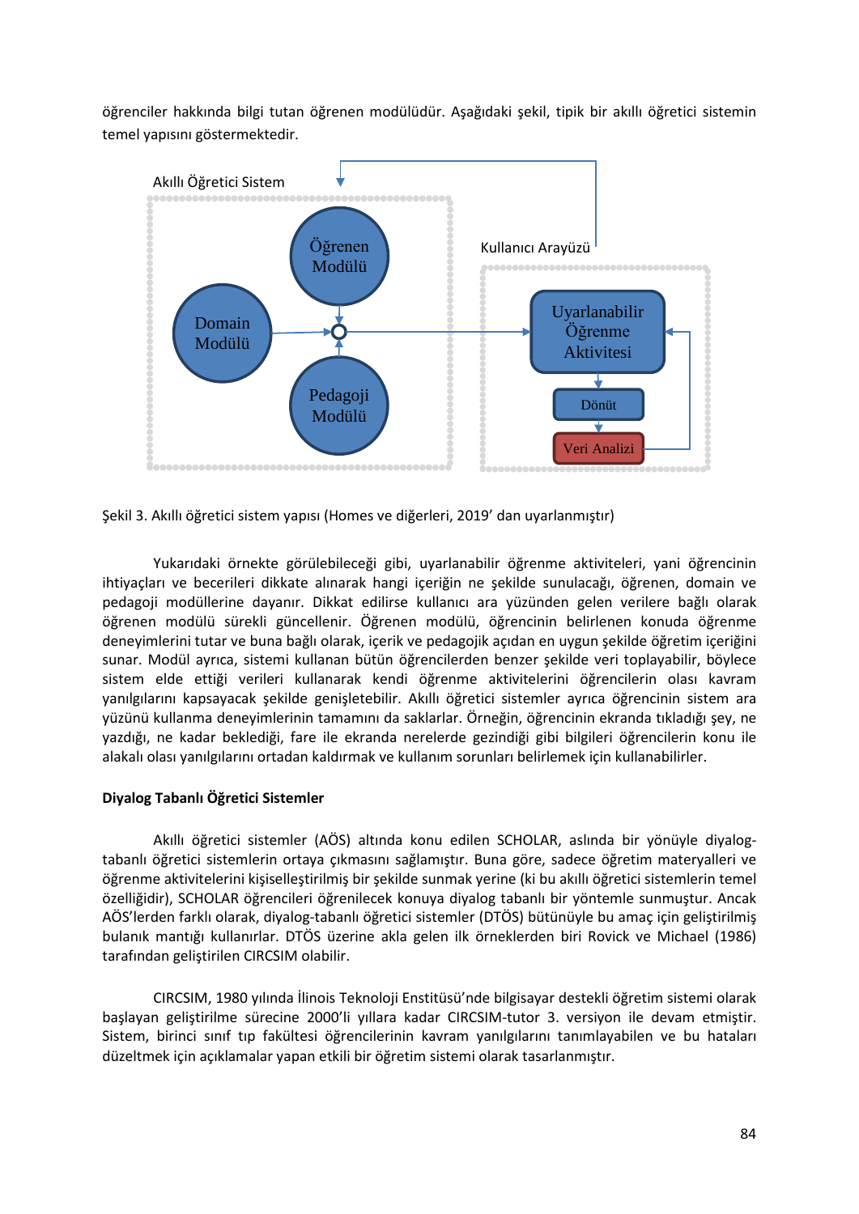öğrenciler hakkında bilgi tutan öğrenen modülüdür. Aşağıdaki şekil, tipik bir akıllı öğretici sistemin temel yapısını göstermektedir.

Şekil 3. Akıllı öğretici sistem yapısı (Homes ve diğerleri, 2019' dan uyarlanmıştır)

Yukarıdaki örnekte görülebileceği gibi, uyarlanabilir öğrenme aktiviteleri, yani öğrencinin ihtiyaçları ve becerileri dikkate alınarak hangi içeriğin ne şekilde sunulacağı, öğrenen, domain ve pedagoji modüllerine dayanır. Dikkat edilirse kullanıcı ara yüzünden gelen verilere bağlı olarak öğrenen modülü sürekli güncellenir. Öğrenen modülü, öğrencinin belirlenen konuda öğrenme deneyimlerini tutar ve buna bağlı olarak, içerik ve pedagojik açıdan en uygun şekilde öğretim içeriğini sunar. Modül ayrıca, sistemi kullanan bütün öğrencilerden benzer şekilde veri toplayabilir, böylece sistem elde ettiği verileri kullanarak kendi öğrenme aktivitelerini öğrencilerin olası kavram yanılgılarını kapsayacak şekilde genişletebilir. Akıllı öğretici sistemler ayrıca öğrencinin sistem ara yüzünü kullanma deneyimlerinin tamamını da saklarlar. Örneğin, öğrencinin ekranda tıkladığı şey, ne yazdığı, ne kadar beklediği, fare ile ekranda nerelerde gezindiği gibi bilgileri öğrencilerin konu ile alakalı olası yanılgılarını ortadan kaldırmak ve kullanım sorunları belirlemek için kullanabilirler.

**Diyalog Tabanlı Öğretici Sistemler**

Akıllı öğretici sistemler (AÖS) altında konu edilen SCHOLAR, aslında bir yönüyle diyalog-tabanlı öğretici sistemlerin ortaya çıkmasını sağlamıştır. Buna göre, sadece öğretim materyalleri ve öğrenme aktivitelerini kişiselleştirilmiş bir şekilde sunmak yerine (ki bu akıllı öğretici sistemlerin temel özelliğidir), SCHOLAR öğrencileri öğrenilecek konuya diyalog tabanlı bir yöntemle sunmuştur. Ancak AÖS'lerden farklı olarak, diyalog-tabanlı öğretici sistemler (DTÖS) bütünüyle bu amaç için geliştirilmiş bulanık mantığı kullanırlar. DTÖS üzerine akla gelen ilk örneklerden biri Rovick ve Michael (1986) tarafından geliştirilen CIRCSIM olabilir.

CIRCSIM, 1980 yılında İlinois Teknoloji Enstitüsü'nde bilgisayar destekli öğretim sistemi olarak başlayan geliştirilme sürecine 2000'li yıllara kadar CIRCSIM-tutor 3. versiyon ile devam etmiştir. Sistem, birinci sınıf tıp fakültesi öğrencilerinin kavram yanılgılarını tanımlayabilen ve bu hataları düzeltmek için açıklamalar yapan etkili bir öğretim sistemi olarak tasarlanmıştır.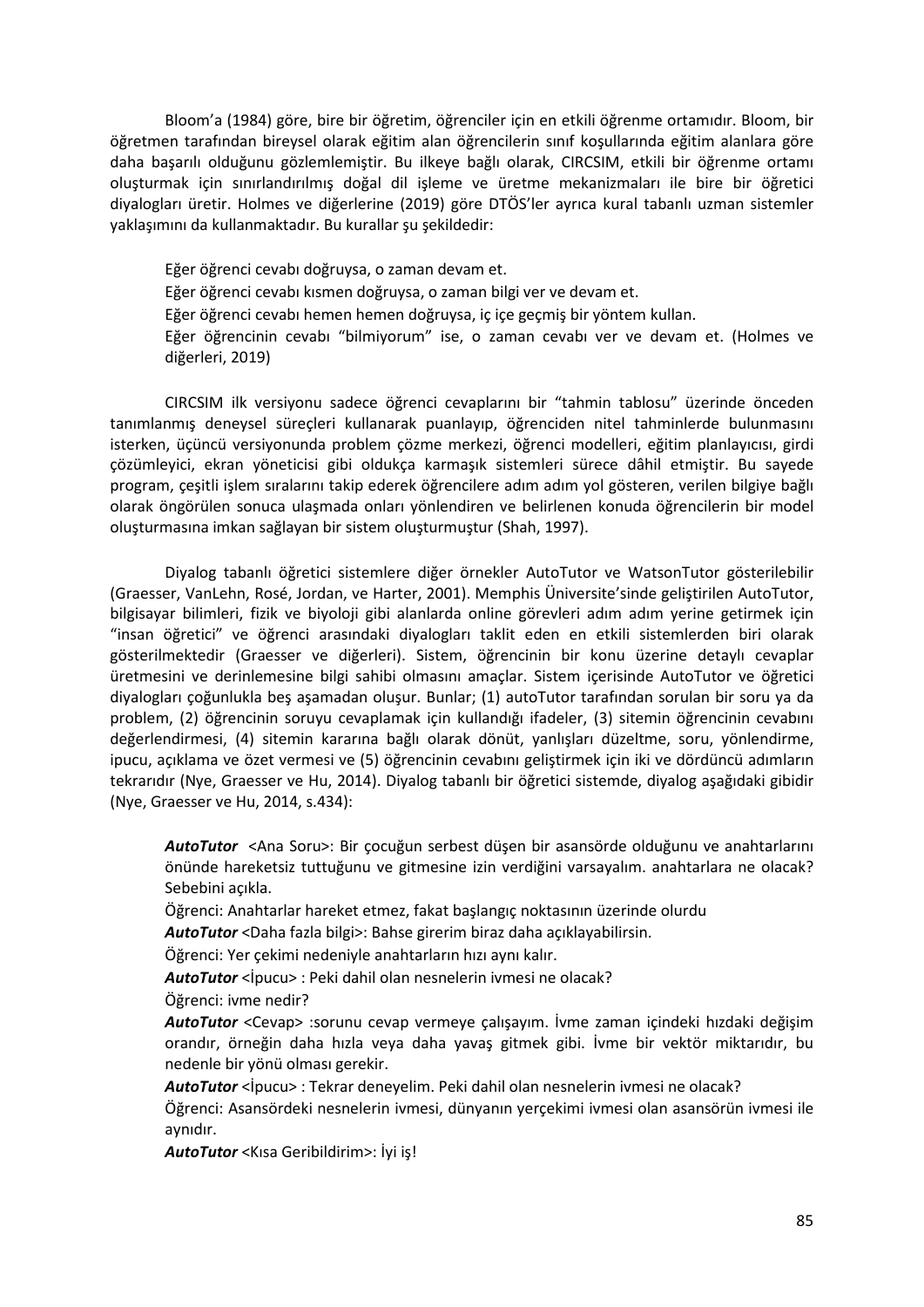Bloom'a (1984) göre, bire bir öğretim, öğrenciler için en etkili öğrenme ortamıdır. Bloom, bir öğretmen tarafından bireysel olarak eğitim alan öğrencilerin sınıf koşullarında eğitim alanlara göre daha başarılı olduğunu gözlemlemiştir. Bu ilkeye bağlı olarak, CIRCSIM, etkili bir öğrenme ortamı oluşturmak için sınırlandırılmış doğal dil işleme ve üretme mekanizmaları ile bire bir öğretici diyalogları üretir. Holmes ve diğerlerine (2019) göre DTÖS'ler ayrıca kural tabanlı uzman sistemler yaklaşımını da kullanmaktadır. Bu kurallar şu şekildedir:

> Eğer öğrenci cevabı doğruysa, o zaman devam et.
> Eğer öğrenci cevabı kısmen doğruysa, o zaman bilgi ver ve devam et.
> Eğer öğrenci cevabı hemen hemen doğruysa, iç içe geçmiş bir yöntem kullan.
> Eğer öğrencinin cevabı "bilmiyorum" ise, o zaman cevabı ver ve devam et. (Holmes ve diğerleri, 2019)

CIRCSIM ilk versiyonu sadece öğrenci cevaplarını bir "tahmin tablosu" üzerinde önceden tanımlanmış deneysel süreçleri kullanarak puanlayıp, öğrenciden nitel tahminlerde bulunmasını isterken, üçüncü versiyonunda problem çözme merkezi, öğrenci modelleri, eğitim planlayıcısı, girdi çözümleyici, ekran yöneticisi gibi oldukça karmaşık sistemleri sürece dâhil etmiştir. Bu sayede program, çeşitli işlem sıralarını takip ederek öğrencilere adım adım yol gösteren, verilen bilgiye bağlı olarak öngörülen sonuca ulaşmada onları yönlendiren ve belirlenen konuda öğrencilerin bir model oluşturmasına imkan sağlayan bir sistem oluşturmuştur (Shah, 1997).

Diyalog tabanlı öğretici sistemlere diğer örnekler AutoTutor ve WatsonTutor gösterilebilir (Graesser, VanLehn, Rosé, Jordan, ve Harter, 2001). Memphis Üniversite'sinde geliştirilen AutoTutor, bilgisayar bilimleri, fizik ve biyoloji gibi alanlarda online görevleri adım adım yerine getirmek için "insan öğretici" ve öğrenci arasındaki diyalogları taklit eden en etkili sistemlerden biri olarak gösterilmektedir (Graesser ve diğerleri). Sistem, öğrencinin bir konu üzerine detaylı cevaplar üretmesini ve derinlemesine bilgi sahibi olmasını amaçlar. Sistem içerisinde AutoTutor ve öğretici diyalogları çoğunlukla beş aşamadan oluşur. Bunlar; (1) autoTutor tarafından sorulan bir soru ya da problem, (2) öğrencinin soruyu cevaplamak için kullandığı ifadeler, (3) sitemin öğrencinin cevabını değerlendirmesi, (4) sitemin kararına bağlı olarak dönüt, yanlışları düzeltme, soru, yönlendirme, ipucu, açıklama ve özet vermesi ve (5) öğrencinin cevabını geliştirmek için iki ve dördüncü adımların tekrarıdır (Nye, Graesser ve Hu, 2014). Diyalog tabanlı bir öğretici sistemde, diyalog aşağıdaki gibidir (Nye, Graesser ve Hu, 2014, s.434):

> ***AutoTutor*** <Ana Soru>: Bir çocuğun serbest düşen bir asansörde olduğunu ve anahtarlarını önünde hareketsiz tuttuğunu ve gitmesine izin verdiğini varsayalım. anahtarlara ne olacak? Sebebini açıkla.
>
> Öğrenci: Anahtarlar hareket etmez, fakat başlangıç noktasının üzerinde olurdu
>
> ***AutoTutor*** <Daha fazla bilgi>: Bahse girerim biraz daha açıklayabilirsin.
>
> Öğrenci: Yer çekimi nedeniyle anahtarların hızı aynı kalır.
>
> ***AutoTutor*** <İpucu> : Peki dahil olan nesnelerin ivmesi ne olacak?
>
> Öğrenci: ivme nedir?
>
> ***AutoTutor*** <Cevap> :sorunu cevap vermeye çalışayım. İvme zaman içindeki hızdaki değişim orandır, örneğin daha hızla veya daha yavaş gitmek gibi. İvme bir vektör miktarıdır, bu nedenle bir yönü olması gerekir.
>
> ***AutoTutor*** <İpucu> : Tekrar deneyelim. Peki dahil olan nesnelerin ivmesi ne olacak?
>
> Öğrenci: Asansördeki nesnelerin ivmesi, dünyanın yerçekimi ivmesi olan asansörün ivmesi ile aynıdır.
>
> ***AutoTutor*** <Kısa Geribildirim>: İyi iş!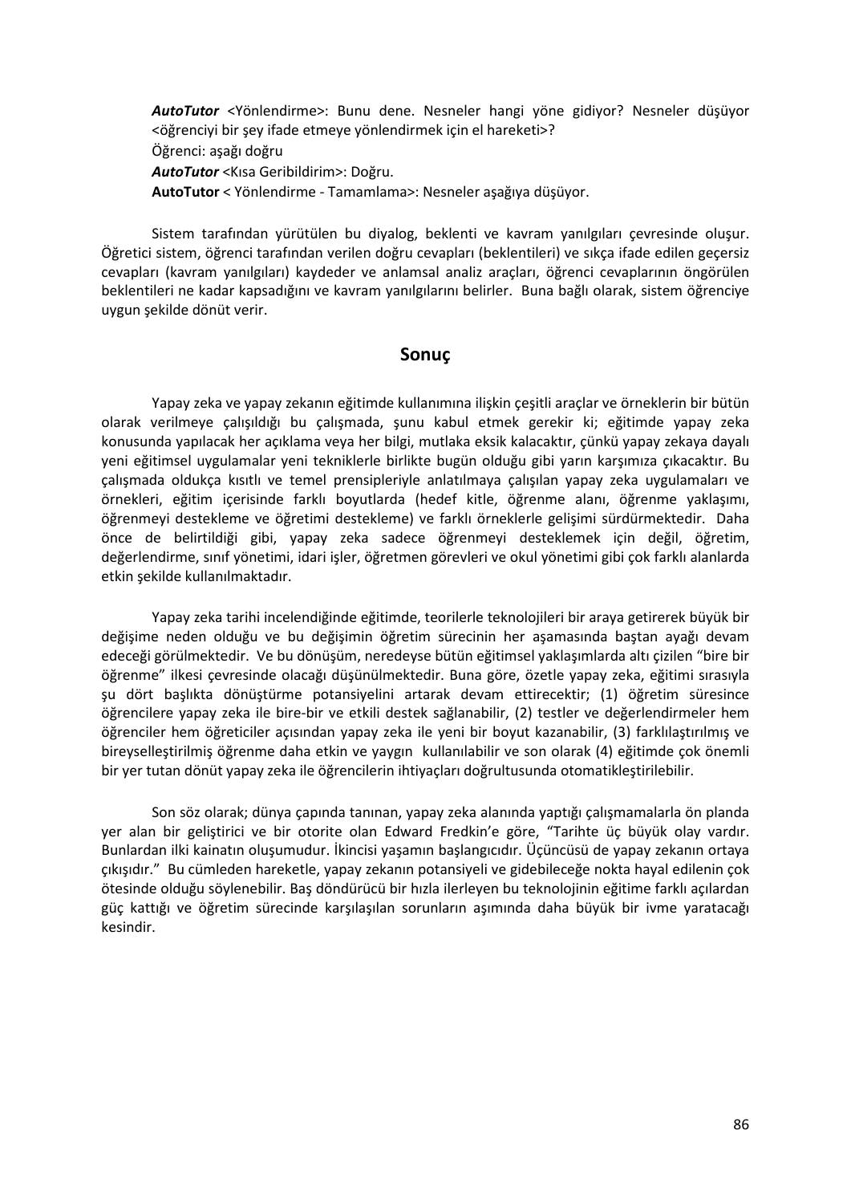***AutoTutor*** <Yönlendirme>: Bunu dene. Nesneler hangi yöne gidiyor? Nesneler düşüyor <öğrenciyi bir şey ifade etmeye yönlendirmek için el hareketi>?

Öğrenci: aşağı doğru

***AutoTutor*** <Kısa Geribildirim>: Doğru.

**AutoTutor** < Yönlendirme - Tamamlama>: Nesneler aşağıya düşüyor.

Sistem tarafından yürütülen bu diyalog, beklenti ve kavram yanılgıları çevresinde oluşur. Öğretici sistem, öğrenci tarafından verilen doğru cevapları (beklentileri) ve sıkça ifade edilen geçersiz cevapları (kavram yanılgıları) kaydeder ve anlamsal analiz araçları, öğrenci cevaplarının öngörülen beklentileri ne kadar kapsadığını ve kavram yanılgılarını belirler. Buna bağlı olarak, sistem öğrenciye uygun şekilde dönüt verir.

## Sonuç

Yapay zeka ve yapay zekanın eğitimde kullanımına ilişkin çeşitli araçlar ve örneklerin bir bütün olarak verilmeye çalışıldığı bu çalışmada, şunu kabul etmek gerekir ki; eğitimde yapay zeka konusunda yapılacak her açıklama veya her bilgi, mutlaka eksik kalacaktır, çünkü yapay zekaya dayalı yeni eğitimsel uygulamalar yeni tekniklerle birlikte bugün olduğu gibi yarın karşımıza çıkacaktır. Bu çalışmada oldukça kısıtlı ve temel prensipleriyle anlatılmaya çalışılan yapay zeka uygulamaları ve örnekleri, eğitim içerisinde farklı boyutlarda (hedef kitle, öğrenme alanı, öğrenme yaklaşımı, öğrenmeyi destekleme ve öğretimi destekleme) ve farklı örneklerle gelişimi sürdürmektedir. Daha önce de belirtildiği gibi, yapay zeka sadece öğrenmeyi desteklemek için değil, öğretim, değerlendirme, sınıf yönetimi, idari işler, öğretmen görevleri ve okul yönetimi gibi çok farklı alanlarda etkin şekilde kullanılmaktadır.

Yapay zeka tarihi incelendiğinde eğitimde, teorilerle teknolojileri bir araya getirerek büyük bir değişime neden olduğu ve bu değişimin öğretim sürecinin her aşamasında baştan ayağı devam edeceği görülmektedir. Ve bu dönüşüm, neredeyse bütün eğitimsel yaklaşımlarda altı çizilen "bire bir öğrenme" ilkesi çevresinde olacağı düşünülmektedir. Buna göre, özetle yapay zeka, eğitimi sırasıyla şu dört başlıkta dönüştürme potansiyelini artarak devam ettirecektir; (1) öğretim süresince öğrencilere yapay zeka ile bire-bir ve etkili destek sağlanabilir, (2) testler ve değerlendirmeler hem öğrenciler hem öğreticiler açısından yapay zeka ile yeni bir boyut kazanabilir, (3) farklılaştırılmış ve bireyselleştirilmiş öğrenme daha etkin ve yaygın kullanılabilir ve son olarak (4) eğitimde çok önemli bir yer tutan dönüt yapay zeka ile öğrencilerin ihtiyaçları doğrultusunda otomatikleştirilebilir.

Son söz olarak; dünya çapında tanınan, yapay zeka alanında yaptığı çalışmamalarla ön planda yer alan bir geliştirici ve bir otorite olan Edward Fredkin'e göre, "Tarihte üç büyük olay vardır. Bunlardan ilki kainatın oluşumudur. İkincisi yaşamın başlangıcıdır. Üçüncüsü de yapay zekanın ortaya çıkışıdır." Bu cümleden hareketle, yapay zekanın potansiyeli ve gidebileceğe nokta hayal edilenin çok ötesinde olduğu söylenebilir. Baş döndürücü bir hızla ilerleyen bu teknolojinin eğitime farklı açılardan güç kattığı ve öğretim sürecinde karşılaşılan sorunların aşımında daha büyük bir ivme yaratacağı kesindir.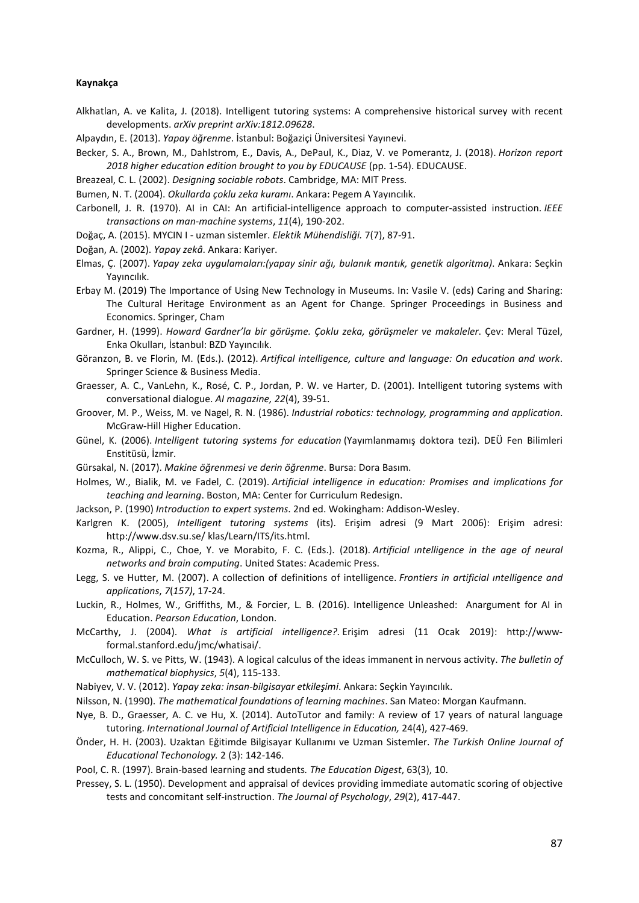**Kaynakça**

Alkhatlan, A. ve Kalita, J. (2018). Intelligent tutoring systems: A comprehensive historical survey with recent developments. *arXiv preprint arXiv:1812.09628*.

Alpaydın, E. (2013). *Yapay öğrenme*. İstanbul: Boğaziçi Üniversitesi Yayınevi.

Becker, S. A., Brown, M., Dahlstrom, E., Davis, A., DePaul, K., Diaz, V. ve Pomerantz, J. (2018). *Horizon report 2018 higher education edition brought to you by EDUCAUSE* (pp. 1-54). EDUCAUSE.

Breazeal, C. L. (2002). *Designing sociable robots*. Cambridge, MA: MIT Press.

Bumen, N. T. (2004). *Okullarda çoklu zeka kuramı*. Ankara: Pegem A Yayıncılık.

Carbonell, J. R. (1970). AI in CAI: An artificial-intelligence approach to computer-assisted instruction. *IEEE transactions on man-machine systems*, *11*(4), 190-202.

Doğaç, A. (2015). MYCIN I - uzman sistemler. *Elektik Mühendisliği.* 7(7), 87-91.

Doğan, A. (2002). *Yapay zekâ*. Ankara: Kariyer.

Elmas, Ç. (2007). *Yapay zeka uygulamaları:(yapay sinir ağı, bulanık mantık, genetik algoritma)*. Ankara: Seçkin Yayıncılık.

Erbay M. (2019) The Importance of Using New Technology in Museums. In: Vasile V. (eds) Caring and Sharing: The Cultural Heritage Environment as an Agent for Change. Springer Proceedings in Business and Economics. Springer, Cham

Gardner, H. (1999). *Howard Gardner'la bir görüşme. Çoklu zeka, görüşmeler ve makaleler*. Çev: Meral Tüzel, Enka Okulları, İstanbul: BZD Yayıncılık.

Göranzon, B. ve Florin, M. (Eds.). (2012). *Artifical intelligence, culture and language: On education and work*. Springer Science & Business Media.

Graesser, A. C., VanLehn, K., Rosé, C. P., Jordan, P. W. ve Harter, D. (2001). Intelligent tutoring systems with conversational dialogue. *AI magazine, 22*(4), 39-51.

Groover, M. P., Weiss, M. ve Nagel, R. N. (1986). *Industrial robotics: technology, programming and application*. McGraw-Hill Higher Education.

Günel, K. (2006). *Intelligent tutoring systems for education* (Yayımlanmamış doktora tezi). DEÜ Fen Bilimleri Enstitüsü, İzmir.

Gürsakal, N. (2017). *Makine öğrenmesi ve derin öğrenme*. Bursa: Dora Basım.

Holmes, W., Bialik, M. ve Fadel, C. (2019). *Artificial intelligence in education: Promises and implications for teaching and learning*. Boston, MA: Center for Curriculum Redesign.

Jackson, P. (1990) *Introduction to expert systems*. 2nd ed. Wokingham: Addison-Wesley.

Karlgren K. (2005), *Intelligent tutoring systems* (its). Erişim adresi (9 Mart 2006): Erişim adresi: http://www.dsv.su.se/ klas/Learn/ITS/its.html.

Kozma, R., Alippi, C., Choe, Y. ve Morabito, F. C. (Eds.). (2018). *Artificial ıntelligence in the age of neural networks and brain computing*. United States: Academic Press.

Legg, S. ve Hutter, M. (2007). A collection of definitions of intelligence. *Frontiers in artificial ıntelligence and applications*, *7*(*157)*, 17-24.

Luckin, R., Holmes, W., Griffiths, M., & Forcier, L. B. (2016). Intelligence Unleashed: Anargument for AI in Education. *Pearson Education*, London.

McCarthy, J. (2004). *What is artificial intelligence?*. Erişim adresi (11 Ocak 2019): http://www-formal.stanford.edu/jmc/whatisai/.

McCulloch, W. S. ve Pitts, W. (1943). A logical calculus of the ideas immanent in nervous activity. *The bulletin of mathematical biophysics*, *5*(4), 115-133.

Nabiyev, V. V. (2012). *Yapay zeka: insan-bilgisayar etkileşimi*. Ankara: Seçkin Yayıncılık.

Nilsson, N. (1990). *The mathematical foundations of learning machines*. San Mateo: Morgan Kaufmann.

Nye, B. D., Graesser, A. C. ve Hu, X. (2014). AutoTutor and family: A review of 17 years of natural language tutoring. *International Journal of Artificial Intelligence in Education,* 24(4), 427-469.

Önder, H. H. (2003). Uzaktan Eğitimde Bilgisayar Kullanımı ve Uzman Sistemler. *The Turkish Online Journal of Educational Techonology.* 2 (3): 142-146.

Pool, C. R. (1997). Brain-based learning and students*. The Education Digest*, 63(3), 10.

Pressey, S. L. (1950). Development and appraisal of devices providing immediate automatic scoring of objective tests and concomitant self-instruction. *The Journal of Psychology*, *29*(2), 417-447.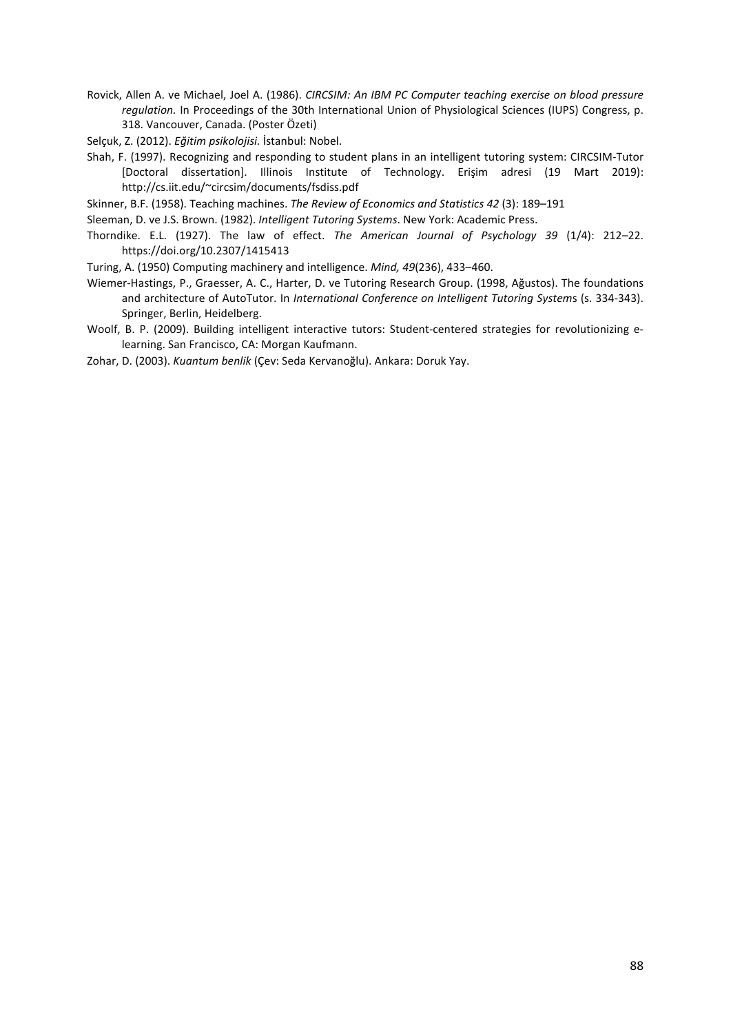Rovick, Allen A. ve Michael, Joel A. (1986). *CIRCSIM: An IBM PC Computer teaching exercise on blood pressure regulation.* In Proceedings of the 30th International Union of Physiological Sciences (IUPS) Congress, p. 318. Vancouver, Canada. (Poster Özeti)

Selçuk, Z. (2012). *Eğitim psikolojisi.* İstanbul: Nobel.

Shah, F. (1997). Recognizing and responding to student plans in an intelligent tutoring system: CIRCSIM-Tutor [Doctoral dissertation]. Illinois Institute of Technology. Erişim adresi (19 Mart 2019): http://cs.iit.edu/~circsim/documents/fsdiss.pdf

Skinner, B.F. (1958). Teaching machines. *The Review of Economics and Statistics 42* (3): 189–191

Sleeman, D. ve J.S. Brown. (1982). *Intelligent Tutoring Systems*. New York: Academic Press.

Thorndike. E.L. (1927). The law of effect. *The American Journal of Psychology 39* (1/4): 212–22. https://doi.org/10.2307/1415413

Turing, A. (1950) Computing machinery and intelligence. *Mind, 49*(236), 433–460.

Wiemer-Hastings, P., Graesser, A. C., Harter, D. ve Tutoring Research Group. (1998, Ağustos). The foundations and architecture of AutoTutor. In *International Conference on Intelligent Tutoring System*s (s. 334-343). Springer, Berlin, Heidelberg.

Woolf, B. P. (2009). Building intelligent interactive tutors: Student-centered strategies for revolutionizing e-learning. San Francisco, CA: Morgan Kaufmann.

Zohar, D. (2003). *Kuantum benlik* (Çev: Seda Kervanoğlu). Ankara: Doruk Yay.